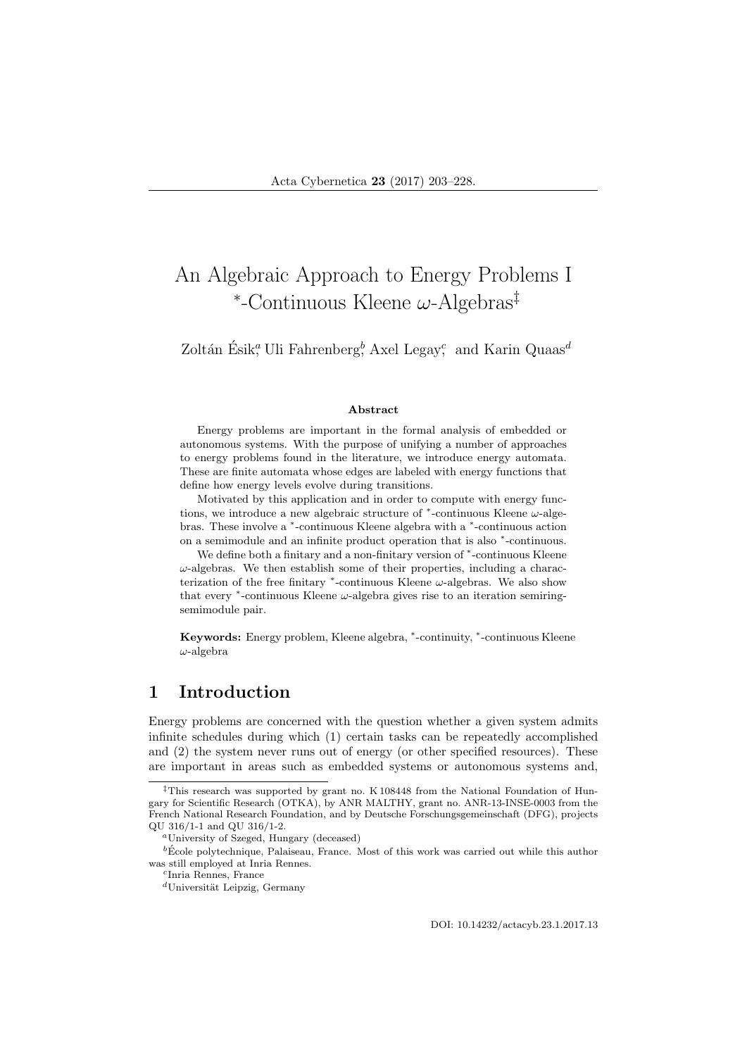# An Algebraic Approach to Energy Problems I

# $^*$-Continuous Kleene $\omega$-Algebras[‡]

Zoltán Ésik[a], Uli Fahrenberg[b], Axel Legay[c], and Karin Quaas[d]

**Abstract**

Energy problems are important in the formal analysis of embedded or autonomous systems. With the purpose of unifying a number of approaches to energy problems found in the literature, we introduce energy automata. These are finite automata whose edges are labeled with energy functions that define how energy levels evolve during transitions.

Motivated by this application and in order to compute with energy functions, we introduce a new algebraic structure of $^*$-continuous Kleene $\omega$-algebras. These involve a $^*$-continuous Kleene algebra with a $^*$-continuous action on a semimodule and an infinite product operation that is also $^*$-continuous.

We define both a finitary and a non-finitary version of $^*$-continuous Kleene $\omega$-algebras. We then establish some of their properties, including a characterization of the free finitary $^*$-continuous Kleene $\omega$-algebras. We also show that every $^*$-continuous Kleene $\omega$-algebra gives rise to an iteration semiring-semimodule pair.

**Keywords:** Energy problem, Kleene algebra, $^*$-continuity, $^*$-continuous Kleene $\omega$-algebra

## 1 Introduction

Energy problems are concerned with the question whether a given system admits infinite schedules during which (1) certain tasks can be repeatedly accomplished and (2) the system never runs out of energy (or other specified resources). These are important in areas such as embedded systems or autonomous systems and,

---

[‡]This research was supported by grant no. K 108448 from the National Foundation of Hungary for Scientific Research (OTKA), by ANR MALTHY, grant no. ANR-13-INSE-0003 from the French National Research Foundation, and by Deutsche Forschungsgemeinschaft (DFG), projects QU 316/1-1 and QU 316/1-2.

[a]University of Szeged, Hungary (deceased)

[b]École polytechnique, Palaiseau, France. Most of this work was carried out while this author was still employed at Inria Rennes.

[c]Inria Rennes, France

[d]Universität Leipzig, Germany

DOI: 10.14232/actacyb.23.1.2017.13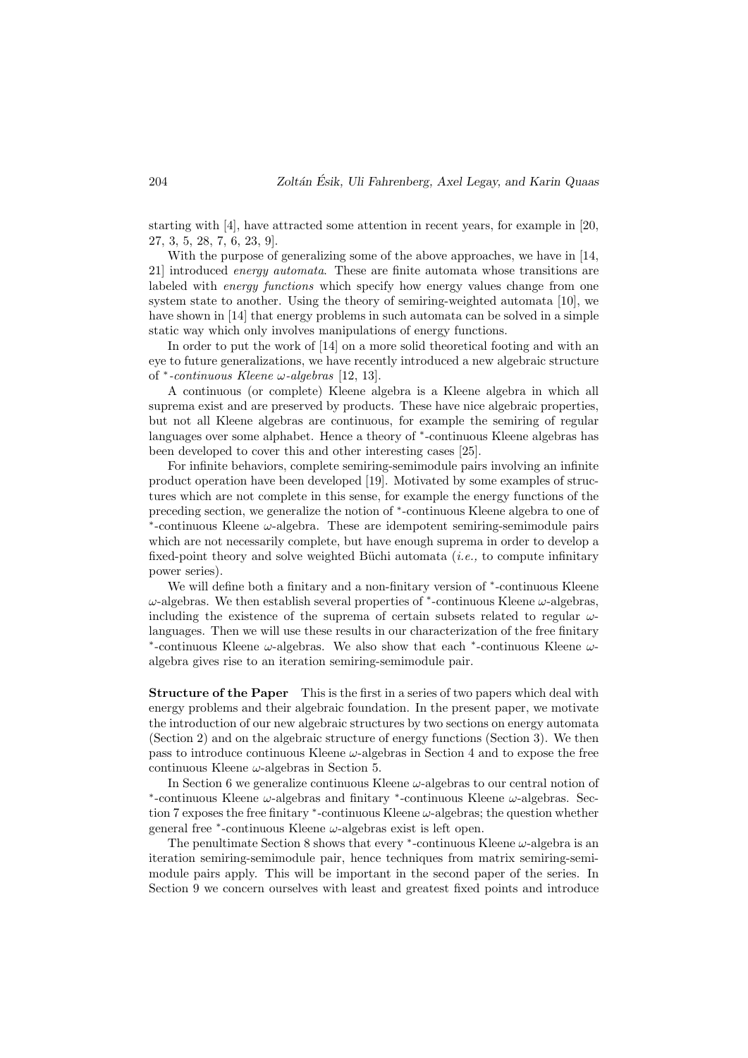starting with [4], have attracted some attention in recent years, for example in [20, 27, 3, 5, 28, 7, 6, 23, 9].

With the purpose of generalizing some of the above approaches, we have in [14, 21] introduced *energy automata*. These are finite automata whose transitions are labeled with *energy functions* which specify how energy values change from one system state to another. Using the theory of semiring-weighted automata [10], we have shown in [14] that energy problems in such automata can be solved in a simple static way which only involves manipulations of energy functions.

In order to put the work of [14] on a more solid theoretical footing and with an eye to future generalizations, we have recently introduced a new algebraic structure of *$^*$-continuous Kleene $\omega$-algebras* [12, 13].

A continuous (or complete) Kleene algebra is a Kleene algebra in which all suprema exist and are preserved by products. These have nice algebraic properties, but not all Kleene algebras are continuous, for example the semiring of regular languages over some alphabet. Hence a theory of $^*$-continuous Kleene algebras has been developed to cover this and other interesting cases [25].

For infinite behaviors, complete semiring-semimodule pairs involving an infinite product operation have been developed [19]. Motivated by some examples of structures which are not complete in this sense, for example the energy functions of the preceding section, we generalize the notion of $^*$-continuous Kleene algebra to one of $^*$-continuous Kleene $\omega$-algebra. These are idempotent semiring-semimodule pairs which are not necessarily complete, but have enough suprema in order to develop a fixed-point theory and solve weighted Büchi automata (*i.e.,* to compute infinitary power series).

We will define both a finitary and a non-finitary version of $^*$-continuous Kleene $\omega$-algebras. We then establish several properties of $^*$-continuous Kleene $\omega$-algebras, including the existence of the suprema of certain subsets related to regular $\omega$-languages. Then we will use these results in our characterization of the free finitary $^*$-continuous Kleene $\omega$-algebras. We also show that each $^*$-continuous Kleene $\omega$-algebra gives rise to an iteration semiring-semimodule pair.

**Structure of the Paper** This is the first in a series of two papers which deal with energy problems and their algebraic foundation. In the present paper, we motivate the introduction of our new algebraic structures by two sections on energy automata (Section 2) and on the algebraic structure of energy functions (Section 3). We then pass to introduce continuous Kleene $\omega$-algebras in Section 4 and to expose the free continuous Kleene $\omega$-algebras in Section 5.

In Section 6 we generalize continuous Kleene $\omega$-algebras to our central notion of $^*$-continuous Kleene $\omega$-algebras and finitary $^*$-continuous Kleene $\omega$-algebras. Section 7 exposes the free finitary $^*$-continuous Kleene $\omega$-algebras; the question whether general free $^*$-continuous Kleene $\omega$-algebras exist is left open.

The penultimate Section 8 shows that every $^*$-continuous Kleene $\omega$-algebra is an iteration semiring-semimodule pair, hence techniques from matrix semiring-semimodule pairs apply. This will be important in the second paper of the series. In Section 9 we concern ourselves with least and greatest fixed points and introduce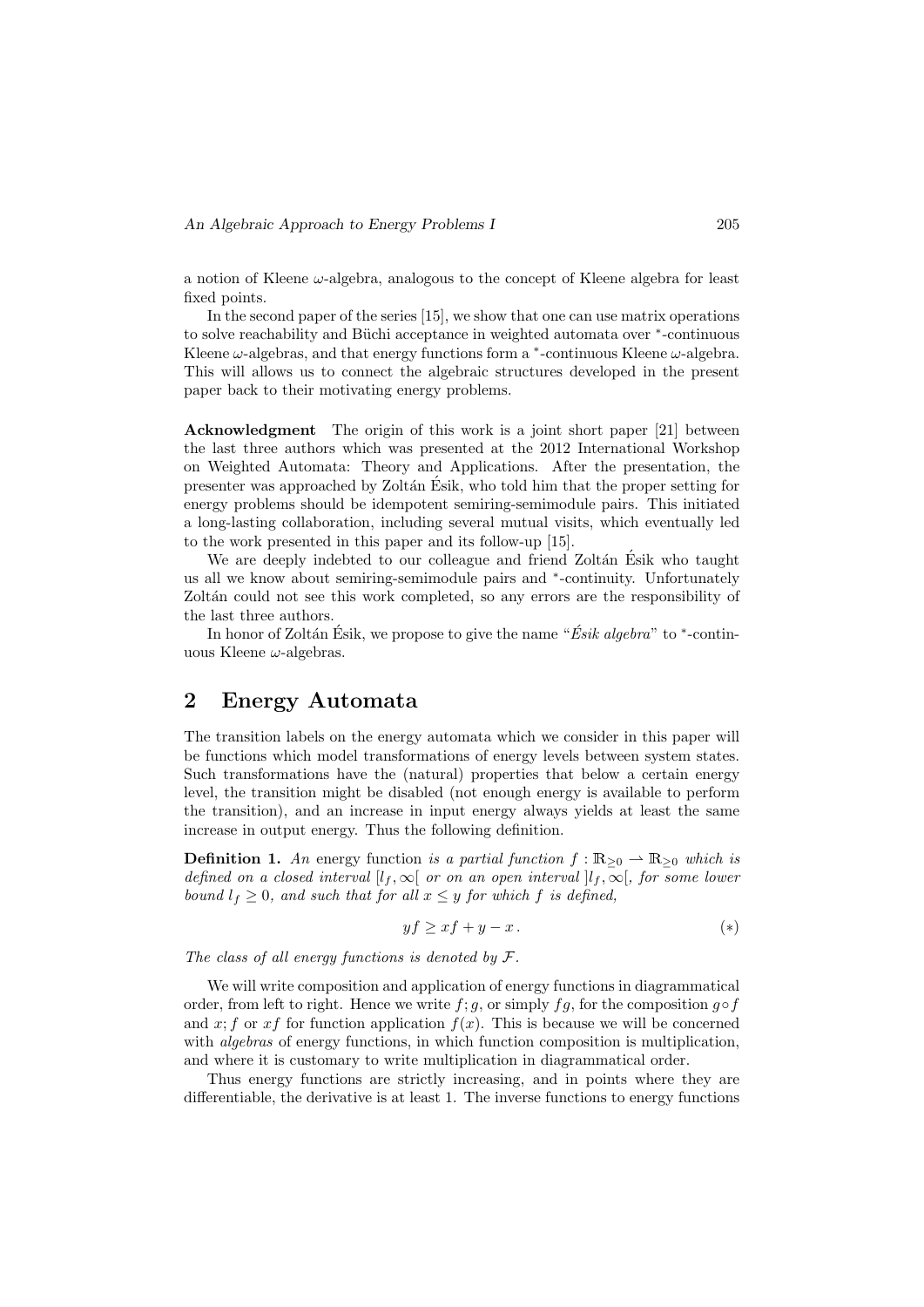a notion of Kleene $\omega$-algebra, analogous to the concept of Kleene algebra for least fixed points.

In the second paper of the series [15], we show that one can use matrix operations to solve reachability and Büchi acceptance in weighted automata over $^*$-continuous Kleene $\omega$-algebras, and that energy functions form a $^*$-continuous Kleene $\omega$-algebra. This will allows us to connect the algebraic structures developed in the present paper back to their motivating energy problems.

**Acknowledgment** The origin of this work is a joint short paper [21] between the last three authors which was presented at the 2012 International Workshop on Weighted Automata: Theory and Applications. After the presentation, the presenter was approached by Zoltán Ésik, who told him that the proper setting for energy problems should be idempotent semiring-semimodule pairs. This initiated a long-lasting collaboration, including several mutual visits, which eventually led to the work presented in this paper and its follow-up [15].

We are deeply indebted to our colleague and friend Zoltán Ésik who taught us all we know about semiring-semimodule pairs and $^*$-continuity. Unfortunately Zoltán could not see this work completed, so any errors are the responsibility of the last three authors.

In honor of Zoltán Ésik, we propose to give the name "*Ésik algebra*" to $^*$-continuous Kleene $\omega$-algebras.

## 2 Energy Automata

The transition labels on the energy automata which we consider in this paper will be functions which model transformations of energy levels between system states. Such transformations have the (natural) properties that below a certain energy level, the transition might be disabled (not enough energy is available to perform the transition), and an increase in input energy always yields at least the same increase in output energy. Thus the following definition.

**Definition 1.** *An* energy function *is a partial function $f : \mathbb{R}_{\ge 0} \rightharpoonup \mathbb{R}_{\ge 0}$ which is defined on a closed interval $[l_f, \infty[$ or on an open interval $]l_f, \infty[$, for some lower bound $l_f \ge 0$, and such that for all $x \le y$ for which $f$ is defined,*

$$y f \ge x f + y - x\,. \tag{$*$}$$

*The class of all energy functions is denoted by $\mathcal{F}$.*

We will write composition and application of energy functions in diagrammatical order, from left to right. Hence we write $f; g$, or simply $fg$, for the composition $g \circ f$ and $x; f$ or $xf$ for function application $f(x)$. This is because we will be concerned with *algebras* of energy functions, in which function composition is multiplication, and where it is customary to write multiplication in diagrammatical order.

Thus energy functions are strictly increasing, and in points where they are differentiable, the derivative is at least 1. The inverse functions to energy functions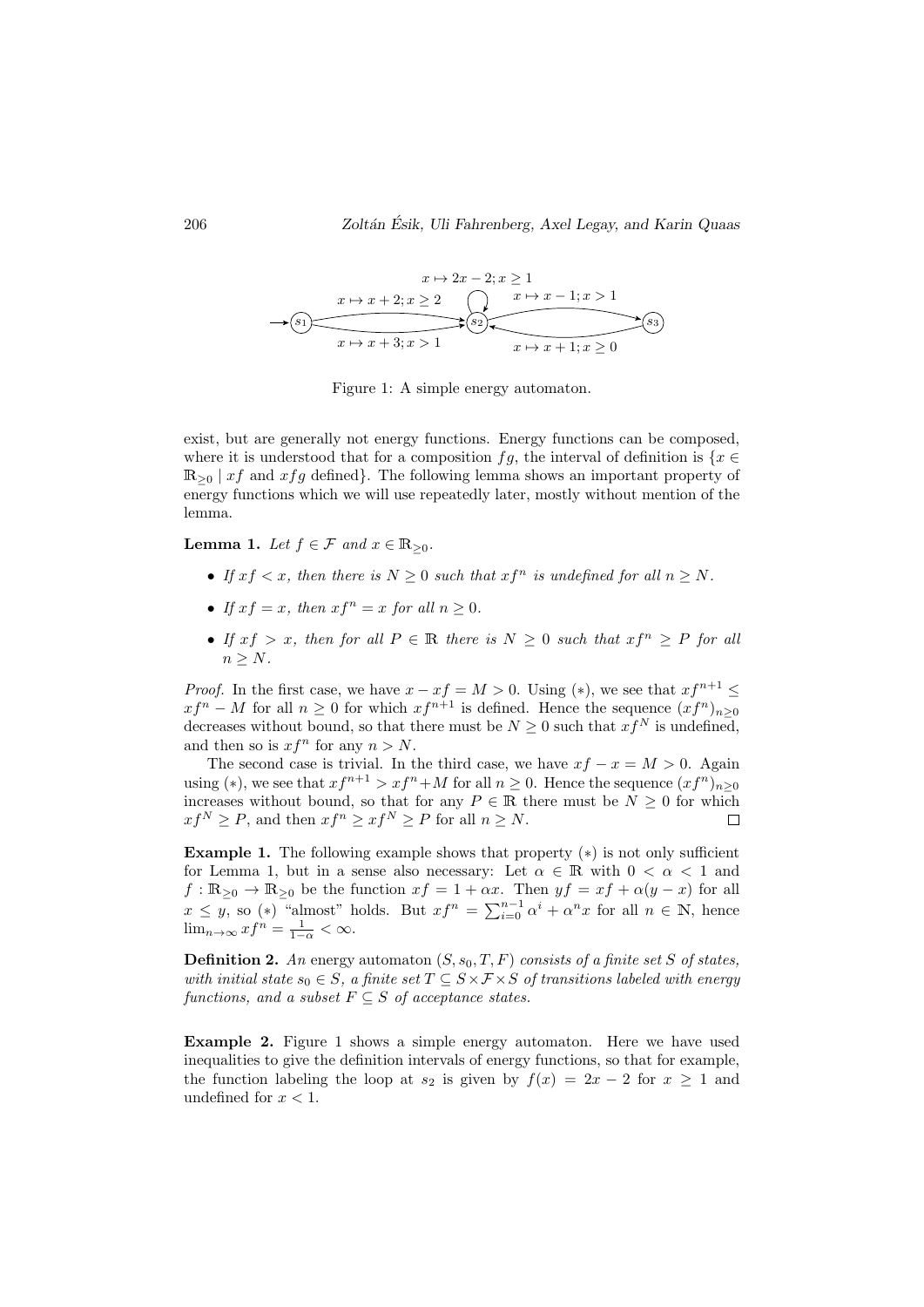$x \mapsto 2x - 2; x \geq 1$

$x \mapsto x + 2; x \geq 2$

$x \mapsto x - 1; x > 1$

$s_1$ $s_2$ $s_3$

$x \mapsto x + 3; x > 1$

$x \mapsto x + 1; x \geq 0$

Figure 1: A simple energy automaton.

exist, but are generally not energy functions. Energy functions can be composed, where it is understood that for a composition $fg$, the interval of definition is $\{x \in \mathbb{R}_{\geq 0} \mid xf \text{ and } xfg \text{ defined}\}$. The following lemma shows an important property of energy functions which we will use repeatedly later, mostly without mention of the lemma.

**Lemma 1.** *Let $f \in \mathcal{F}$ and $x \in \mathbb{R}_{\geq 0}$.*

- *If $xf < x$, then there is $N \geq 0$ such that $xf^n$ is undefined for all $n \geq N$.*
- *If $xf = x$, then $xf^n = x$ for all $n \geq 0$.*
- *If $xf > x$, then for all $P \in \mathbb{R}$ there is $N \geq 0$ such that $xf^n \geq P$ for all $n \geq N$.*

*Proof.* In the first case, we have $x - xf = M > 0$. Using $(*)$, we see that $xf^{n+1} \leq xf^n - M$ for all $n \geq 0$ for which $xf^{n+1}$ is defined. Hence the sequence $(xf^n)_{n \geq 0}$ decreases without bound, so that there must be $N \geq 0$ such that $xf^N$ is undefined, and then so is $xf^n$ for any $n > N$.

The second case is trivial. In the third case, we have $xf - x = M > 0$. Again using $(*)$, we see that $xf^{n+1} > xf^n + M$ for all $n \geq 0$. Hence the sequence $(xf^n)_{n \geq 0}$ increases without bound, so that for any $P \in \mathbb{R}$ there must be $N \geq 0$ for which $xf^N \geq P$, and then $xf^n \geq xf^N \geq P$ for all $n \geq N$. □

**Example 1.** The following example shows that property $(*)$ is not only sufficient for Lemma 1, but in a sense also necessary: Let $\alpha \in \mathbb{R}$ with $0 < \alpha < 1$ and $f : \mathbb{R}_{\geq 0} \to \mathbb{R}_{\geq 0}$ be the function $xf = 1 + \alpha x$. Then $yf = xf + \alpha(y - x)$ for all $x \leq y$, so $(*)$ "almost" holds. But $xf^n = \sum_{i=0}^{n-1} \alpha^i + \alpha^n x$ for all $n \in \mathbb{N}$, hence $\lim_{n \to \infty} xf^n = \frac{1}{1-\alpha} < \infty$.

**Definition 2.** *An* energy automaton $(S, s_0, T, F)$ *consists of a finite set $S$ of states, with initial state $s_0 \in S$, a finite set $T \subseteq S \times \mathcal{F} \times S$ of transitions labeled with energy functions, and a subset $F \subseteq S$ of acceptance states.*

**Example 2.** Figure 1 shows a simple energy automaton. Here we have used inequalities to give the definition intervals of energy functions, so that for example, the function labeling the loop at $s_2$ is given by $f(x) = 2x - 2$ for $x \geq 1$ and undefined for $x < 1$.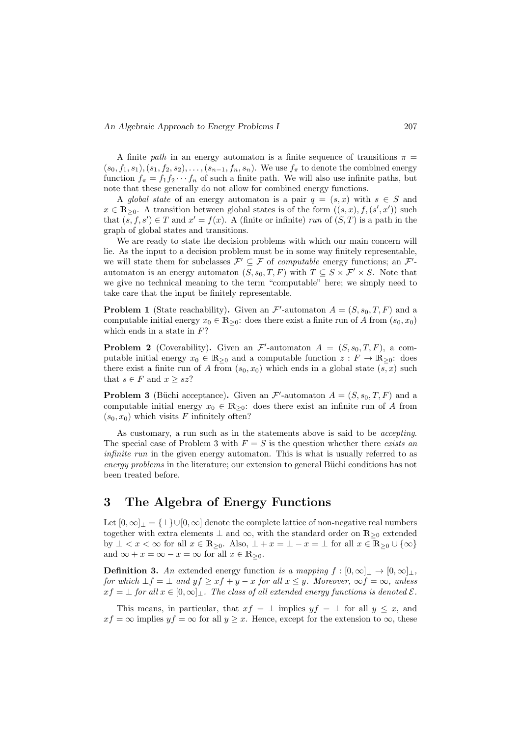A finite *path* in an energy automaton is a finite sequence of transitions $\pi = (s_0, f_1, s_1), (s_1, f_2, s_2), \dots, (s_{n-1}, f_n, s_n)$. We use $f_\pi$ to denote the combined energy function $f_\pi = f_1 f_2 \cdots f_n$ of such a finite path. We will also use infinite paths, but note that these generally do not allow for combined energy functions.

A *global state* of an energy automaton is a pair $q = (s, x)$ with $s \in S$ and $x \in \mathbb{R}_{\geq 0}$. A transition between global states is of the form $((s, x), f, (s', x'))$ such that $(s, f, s') \in T$ and $x' = f(x)$. A (finite or infinite) *run* of $(S, T)$ is a path in the graph of global states and transitions.

We are ready to state the decision problems with which our main concern will lie. As the input to a decision problem must be in some way finitely representable, we will state them for subclasses $\mathcal{F}' \subseteq \mathcal{F}$ of *computable* energy functions; an $\mathcal{F}'$-automaton is an energy automaton $(S, s_0, T, F)$ with $T \subseteq S \times \mathcal{F}' \times S$. Note that we give no technical meaning to the term "computable" here; we simply need to take care that the input be finitely representable.

**Problem 1** (State reachability)**.** Given an $\mathcal{F}'$-automaton $A = (S, s_0, T, F)$ and a computable initial energy $x_0 \in \mathbb{R}_{\geq 0}$: does there exist a finite run of $A$ from $(s_0, x_0)$ which ends in a state in $F$?

**Problem 2** (Coverability)**.** Given an $\mathcal{F}'$-automaton $A = (S, s_0, T, F)$, a computable initial energy $x_0 \in \mathbb{R}_{\geq 0}$ and a computable function $z : F \to \mathbb{R}_{\geq 0}$: does there exist a finite run of $A$ from $(s_0, x_0)$ which ends in a global state $(s, x)$ such that $s \in F$ and $x \geq sz$?

**Problem 3** (Büchi acceptance)**.** Given an $\mathcal{F}'$-automaton $A = (S, s_0, T, F)$ and a computable initial energy $x_0 \in \mathbb{R}_{\geq 0}$: does there exist an infinite run of $A$ from $(s_0, x_0)$ which visits $F$ infinitely often?

As customary, a run such as in the statements above is said to be *accepting*. The special case of Problem 3 with $F = S$ is the question whether there *exists an infinite run* in the given energy automaton. This is what is usually referred to as *energy problems* in the literature; our extension to general Büchi conditions has not been treated before.

## 3 The Algebra of Energy Functions

Let $[0, \infty]_\perp = \{\perp\} \cup [0, \infty]$ denote the complete lattice of non-negative real numbers together with extra elements $\perp$ and $\infty$, with the standard order on $\mathbb{R}_{\geq 0}$ extended by $\perp < x < \infty$ for all $x \in \mathbb{R}_{\geq 0}$. Also, $\perp + x = \perp - x = \perp$ for all $x \in \mathbb{R}_{\geq 0} \cup \{\infty\}$ and $\infty + x = \infty - x = \infty$ for all $x \in \mathbb{R}_{\geq 0}$.

**Definition 3.** *An* extended energy function *is a mapping $f : [0, \infty]_\perp \to [0, \infty]_\perp$, for which $\perp f = \perp$ and $yf \geq xf + y - x$ for all $x \leq y$. Moreover, $\infty f = \infty$, unless $xf = \perp$ for all $x \in [0, \infty]_\perp$. The class of all extended energy functions is denoted $\mathcal{E}$.*

This means, in particular, that $xf = \perp$ implies $yf = \perp$ for all $y \leq x$, and $xf = \infty$ implies $yf = \infty$ for all $y \geq x$. Hence, except for the extension to $\infty$, these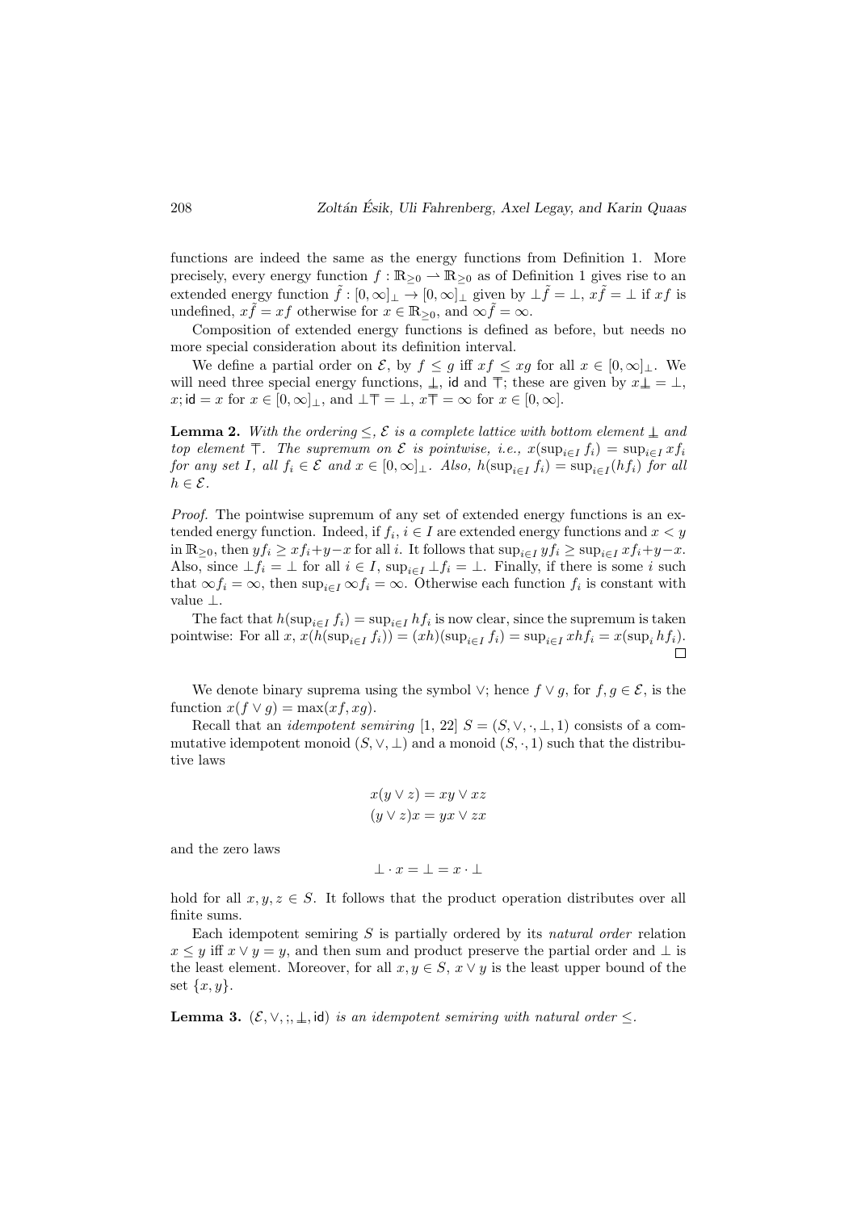functions are indeed the same as the energy functions from Definition 1. More precisely, every energy function $f : \mathbb{R}_{\geq 0} \rightharpoonup \mathbb{R}_{\geq 0}$ as of Definition 1 gives rise to an extended energy function $\tilde{f} : [0, \infty]_\perp \to [0, \infty]_\perp$ given by $\perp\tilde{f} = \perp$, $x\tilde{f} = \perp$ if $xf$ is undefined, $x\tilde{f} = xf$ otherwise for $x \in \mathbb{R}_{\geq 0}$, and $\infty\tilde{f} = \infty$.

Composition of extended energy functions is defined as before, but needs no more special consideration about its definition interval.

We define a partial order on $\mathcal{E}$, by $f \leq g$ iff $xf \leq xg$ for all $x \in [0, \infty]_\perp$. We will need three special energy functions, $\underline{\perp}$, $\mathsf{id}$ and $\overline{\top}$; these are given by $x\underline{\perp} = \perp$, $x; \mathsf{id} = x$ for $x \in [0, \infty]_\perp$, and $\perp\overline{\top} = \perp$, $x\overline{\top} = \infty$ for $x \in [0, \infty]$.

**Lemma 2.** *With the ordering $\leq$, $\mathcal{E}$ is a complete lattice with bottom element $\underline{\perp}$ and top element $\overline{\top}$. The supremum on $\mathcal{E}$ is pointwise, i.e., $x(\sup_{i \in I} f_i) = \sup_{i \in I} xf_i$ for any set $I$, all $f_i \in \mathcal{E}$ and $x \in [0, \infty]_\perp$. Also, $h(\sup_{i \in I} f_i) = \sup_{i \in I}(hf_i)$ for all $h \in \mathcal{E}$.*

*Proof.* The pointwise supremum of any set of extended energy functions is an extended energy function. Indeed, if $f_i$, $i \in I$ are extended energy functions and $x < y$ in $\mathbb{R}_{\geq 0}$, then $yf_i \geq xf_i + y - x$ for all $i$. It follows that $\sup_{i \in I} yf_i \geq \sup_{i \in I} xf_i + y - x$. Also, since $\perp f_i = \perp$ for all $i \in I$, $\sup_{i \in I} \perp f_i = \perp$. Finally, if there is some $i$ such that $\infty f_i = \infty$, then $\sup_{i \in I} \infty f_i = \infty$. Otherwise each function $f_i$ is constant with value $\perp$.

The fact that $h(\sup_{i \in I} f_i) = \sup_{i \in I} hf_i$ is now clear, since the supremum is taken pointwise: For all $x$, $x(h(\sup_{i \in I} f_i)) = (xh)(\sup_{i \in I} f_i) = \sup_{i \in I} xhf_i = x(\sup_i hf_i)$. $\square$

We denote binary suprema using the symbol $\vee$; hence $f \vee g$, for $f, g \in \mathcal{E}$, is the function $x(f \vee g) = \max(xf, xg)$.

Recall that an *idempotent semiring* [1, 22] $S = (S, \vee, \cdot, \perp, 1)$ consists of a commutative idempotent monoid $(S, \vee, \perp)$ and a monoid $(S, \cdot, 1)$ such that the distributive laws

$$x(y \vee z) = xy \vee xz$$
$$(y \vee z)x = yx \vee zx$$

and the zero laws

$$\perp \cdot x = \perp = x \cdot \perp$$

hold for all $x, y, z \in S$. It follows that the product operation distributes over all finite sums.

Each idempotent semiring $S$ is partially ordered by its *natural order* relation $x \leq y$ iff $x \vee y = y$, and then sum and product preserve the partial order and $\perp$ is the least element. Moreover, for all $x, y \in S$, $x \vee y$ is the least upper bound of the set $\{x, y\}$.

**Lemma 3.** *$(\mathcal{E}, \vee, ;, \underline{\perp}, \mathsf{id})$ is an idempotent semiring with natural order $\leq$.*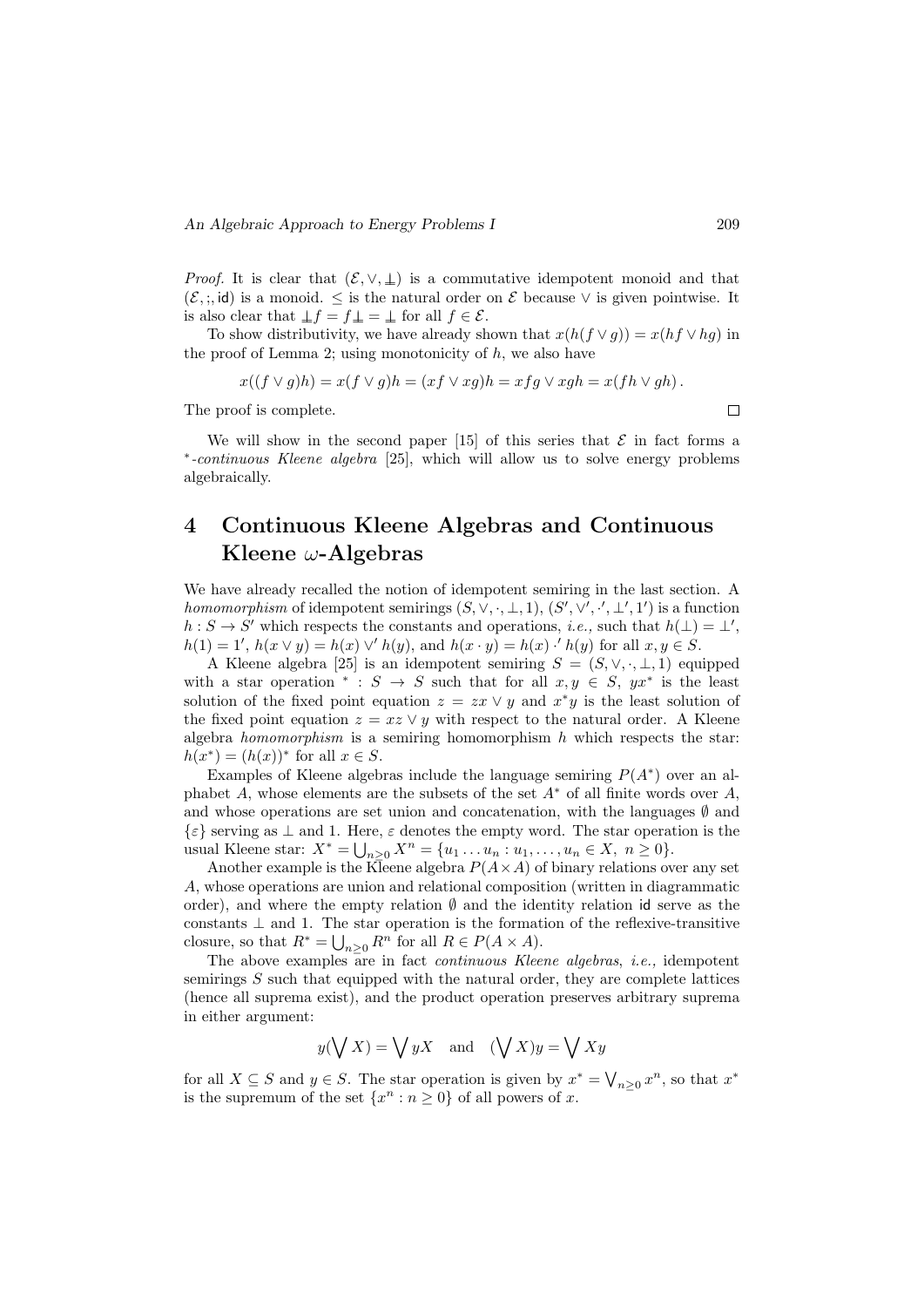*Proof.* It is clear that $(\mathcal{E}, \vee, \perp)$ is a commutative idempotent monoid and that $(\mathcal{E}, ;, \mathsf{id})$ is a monoid. $\leq$ is the natural order on $\mathcal{E}$ because $\vee$ is given pointwise. It is also clear that $\perp f = f \perp = \perp$ for all $f \in \mathcal{E}$.

To show distributivity, we have already shown that $x(h(f \vee g)) = x(hf \vee hg)$ in the proof of Lemma 2; using monotonicity of $h$, we also have

$$x((f \vee g)h) = x(f \vee g)h = (xf \vee xg)h = xfg \vee xgh = x(fh \vee gh)\,.$$

The proof is complete. □

We will show in the second paper [15] of this series that $\mathcal{E}$ in fact forms a *$^*$-continuous Kleene algebra* [25], which will allow us to solve energy problems algebraically.

# 4 Continuous Kleene Algebras and Continuous Kleene $\omega$-Algebras

We have already recalled the notion of idempotent semiring in the last section. A *homomorphism* of idempotent semirings $(S, \vee, \cdot, \perp, 1)$, $(S', \vee', \cdot', \perp', 1')$ is a function $h : S \to S'$ which respects the constants and operations, *i.e.,* such that $h(\perp) = \perp'$, $h(1) = 1'$, $h(x \vee y) = h(x) \vee' h(y)$, and $h(x \cdot y) = h(x) \cdot' h(y)$ for all $x, y \in S$.

A Kleene algebra [25] is an idempotent semiring $S = (S, \vee, \cdot, \perp, 1)$ equipped with a star operation $^* : S \to S$ such that for all $x, y \in S$, $yx^*$ is the least solution of the fixed point equation $z = zx \vee y$ and $x^*y$ is the least solution of the fixed point equation $z = xz \vee y$ with respect to the natural order. A Kleene algebra *homomorphism* is a semiring homomorphism $h$ which respects the star: $h(x^*) = (h(x))^*$ for all $x \in S$.

Examples of Kleene algebras include the language semiring $P(A^*)$ over an alphabet $A$, whose elements are the subsets of the set $A^*$ of all finite words over $A$, and whose operations are set union and concatenation, with the languages $\emptyset$ and $\{\varepsilon\}$ serving as $\perp$ and 1. Here, $\varepsilon$ denotes the empty word. The star operation is the usual Kleene star: $X^* = \bigcup_{n \geq 0} X^n = \{u_1 \dots u_n : u_1, \dots, u_n \in X,\ n \geq 0\}$.

Another example is the Kleene algebra $P(A \times A)$ of binary relations over any set $A$, whose operations are union and relational composition (written in diagrammatic order), and where the empty relation $\emptyset$ and the identity relation $\mathsf{id}$ serve as the constants $\perp$ and 1. The star operation is the formation of the reflexive-transitive closure, so that $R^* = \bigcup_{n \geq 0} R^n$ for all $R \in P(A \times A)$.

The above examples are in fact *continuous Kleene algebras*, *i.e.,* idempotent semirings $S$ such that equipped with the natural order, they are complete lattices (hence all suprema exist), and the product operation preserves arbitrary suprema in either argument:

$$y(\bigvee X) = \bigvee yX \quad \text{and} \quad (\bigvee X)y = \bigvee Xy$$

for all $X \subseteq S$ and $y \in S$. The star operation is given by $x^* = \bigvee_{n \geq 0} x^n$, so that $x^*$ is the supremum of the set $\{x^n : n \geq 0\}$ of all powers of $x$.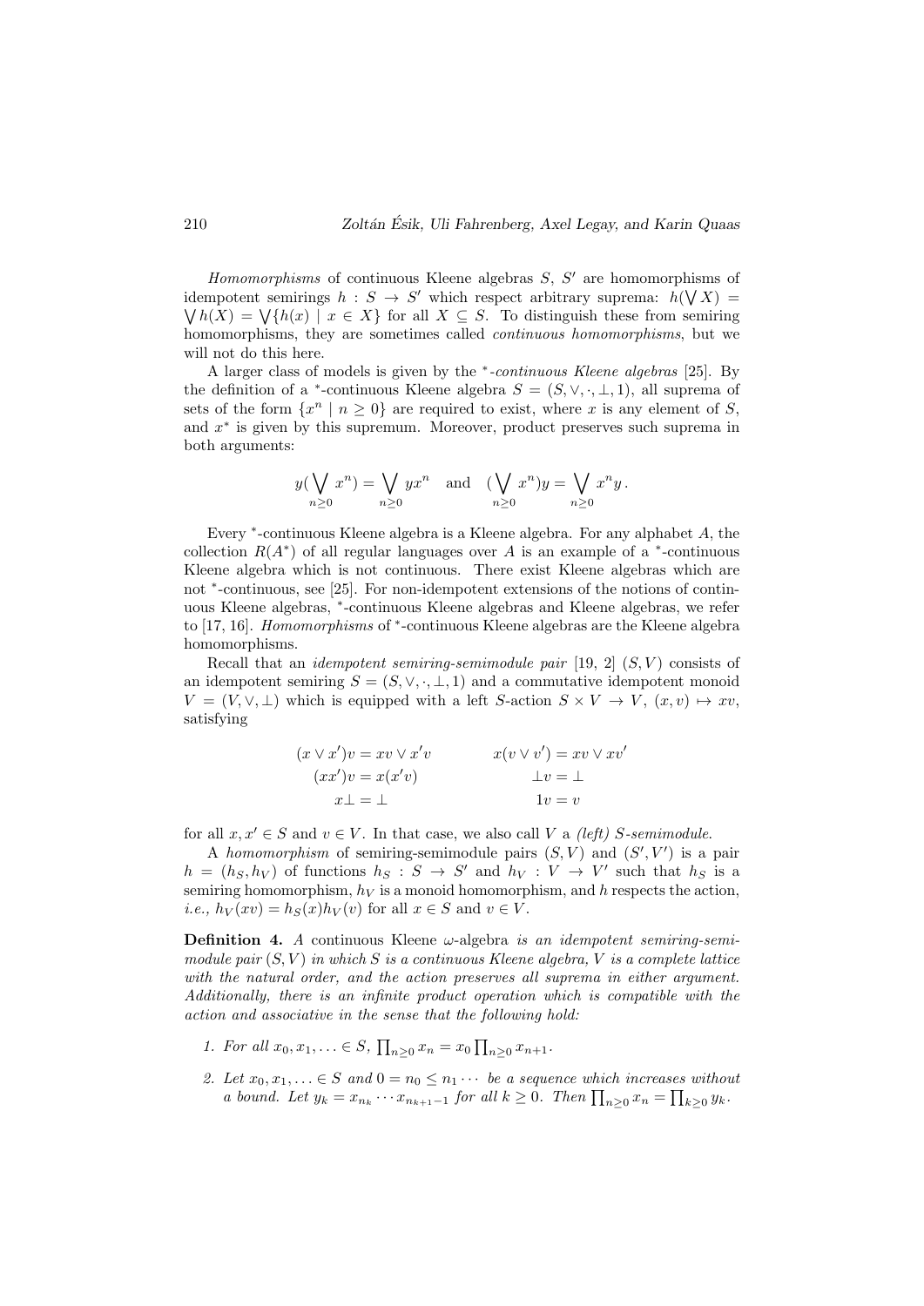*Homomorphisms* of continuous Kleene algebras $S$, $S'$ are homomorphisms of idempotent semirings $h : S \to S'$ which respect arbitrary suprema: $h(\bigvee X) = \bigvee h(X) = \bigvee\{h(x) \mid x \in X\}$ for all $X \subseteq S$. To distinguish these from semiring homomorphisms, they are sometimes called *continuous homomorphisms*, but we will not do this here.

A larger class of models is given by the *$^*$-continuous Kleene algebras* [25]. By the definition of a $^*$-continuous Kleene algebra $S = (S, \vee, \cdot, \bot, 1)$, all suprema of sets of the form $\{x^n \mid n \geq 0\}$ are required to exist, where $x$ is any element of $S$, and $x^*$ is given by this supremum. Moreover, product preserves such suprema in both arguments:

$$y(\bigvee_{n\geq 0} x^n) = \bigvee_{n\geq 0} yx^n \quad \text{and} \quad (\bigvee_{n\geq 0} x^n)y = \bigvee_{n\geq 0} x^n y\,.$$

Every $^*$-continuous Kleene algebra is a Kleene algebra. For any alphabet $A$, the collection $R(A^*)$ of all regular languages over $A$ is an example of a $^*$-continuous Kleene algebra which is not continuous. There exist Kleene algebras which are not $^*$-continuous, see [25]. For non-idempotent extensions of the notions of continuous Kleene algebras, $^*$-continuous Kleene algebras and Kleene algebras, we refer to [17, 16]. *Homomorphisms* of $^*$-continuous Kleene algebras are the Kleene algebra homomorphisms.

Recall that an *idempotent semiring-semimodule pair* [19, 2] $(S, V)$ consists of an idempotent semiring $S = (S, \vee, \cdot, \bot, 1)$ and a commutative idempotent monoid $V = (V, \vee, \bot)$ which is equipped with a left $S$-action $S \times V \to V$, $(x, v) \mapsto xv$, satisfying

$$\begin{aligned}
(x \vee x')v &= xv \vee x'v & \qquad x(v \vee v') &= xv \vee xv' \\
(xx')v &= x(x'v) & \bot v &= \bot \\
x\bot &= \bot & 1v &= v
\end{aligned}$$

for all $x, x' \in S$ and $v \in V$. In that case, we also call $V$ a *(left) $S$-semimodule*.

A *homomorphism* of semiring-semimodule pairs $(S, V)$ and $(S', V')$ is a pair $h = (h_S, h_V)$ of functions $h_S : S \to S'$ and $h_V : V \to V'$ such that $h_S$ is a semiring homomorphism, $h_V$ is a monoid homomorphism, and $h$ respects the action, *i.e.*, $h_V(xv) = h_S(x)h_V(v)$ for all $x \in S$ and $v \in V$.

**Definition 4.** *A* continuous Kleene $\omega$-algebra *is an idempotent semiring-semimodule pair $(S, V)$ in which $S$ is a continuous Kleene algebra, $V$ is a complete lattice with the natural order, and the action preserves all suprema in either argument. Additionally, there is an infinite product operation which is compatible with the action and associative in the sense that the following hold:*

1. *For all $x_0, x_1, \ldots \in S$, $\prod_{n\geq 0} x_n = x_0 \prod_{n\geq 0} x_{n+1}$.*
2. *Let $x_0, x_1, \ldots \in S$ and $0 = n_0 \leq n_1 \cdots$ be a sequence which increases without a bound. Let $y_k = x_{n_k} \cdots x_{n_{k+1}-1}$ for all $k \geq 0$. Then $\prod_{n\geq 0} x_n = \prod_{k\geq 0} y_k$.*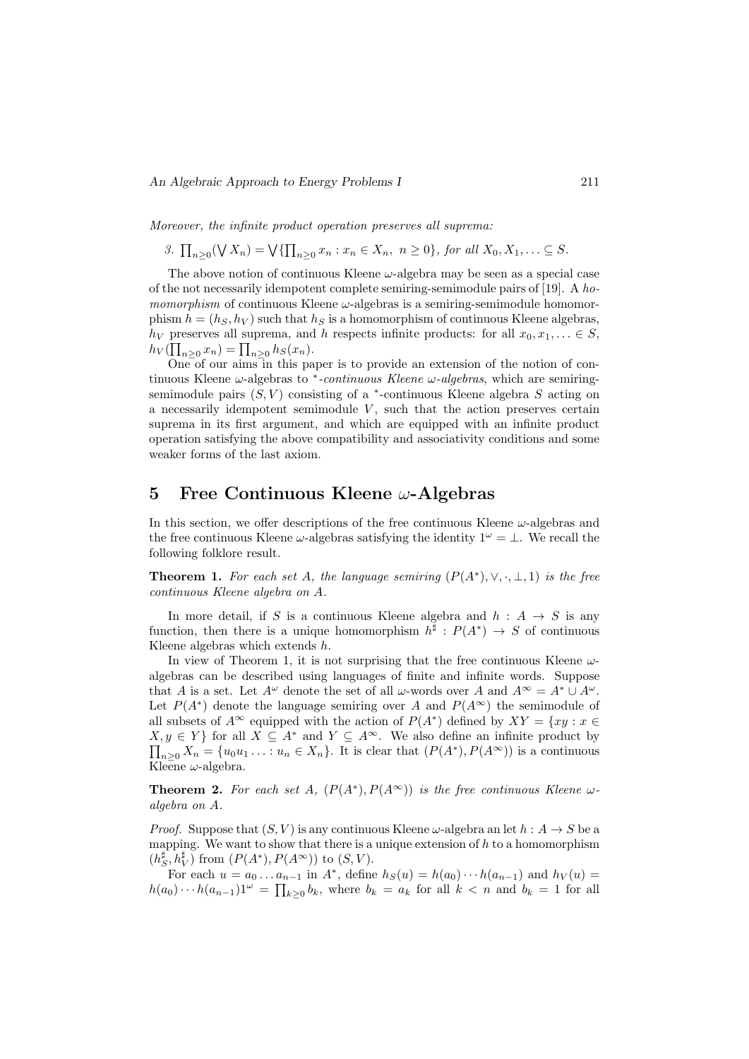*Moreover, the infinite product operation preserves all suprema:*

*3.* $\prod_{n\geq 0}(\bigvee X_n) = \bigvee\{\prod_{n\geq 0} x_n : x_n \in X_n,\ n \geq 0\}$*, for all* $X_0, X_1, \ldots \subseteq S$*.*

The above notion of continuous Kleene $\omega$-algebra may be seen as a special case of the not necessarily idempotent complete semiring-semimodule pairs of [19]. A *homomorphism* of continuous Kleene $\omega$-algebras is a semiring-semimodule homomorphism $h = (h_S, h_V)$ such that $h_S$ is a homomorphism of continuous Kleene algebras, $h_V$ preserves all suprema, and $h$ respects infinite products: for all $x_0, x_1, \ldots \in S$, $h_V(\prod_{n\geq 0} x_n) = \prod_{n\geq 0} h_S(x_n)$.

One of our aims in this paper is to provide an extension of the notion of continuous Kleene $\omega$-algebras to *$^*$-continuous Kleene $\omega$-algebras*, which are semiring-semimodule pairs $(S, V)$ consisting of a $^*$-continuous Kleene algebra $S$ acting on a necessarily idempotent semimodule $V$, such that the action preserves certain suprema in its first argument, and which are equipped with an infinite product operation satisfying the above compatibility and associativity conditions and some weaker forms of the last axiom.

# 5 Free Continuous Kleene $\omega$-Algebras

In this section, we offer descriptions of the free continuous Kleene $\omega$-algebras and the free continuous Kleene $\omega$-algebras satisfying the identity $1^\omega = \bot$. We recall the following folklore result.

**Theorem 1.** *For each set $A$, the language semiring $(P(A^*), \vee, \cdot, \bot, 1)$ is the free continuous Kleene algebra on $A$.*

In more detail, if $S$ is a continuous Kleene algebra and $h : A \to S$ is any function, then there is a unique homomorphism $h^\sharp : P(A^*) \to S$ of continuous Kleene algebras which extends $h$.

In view of Theorem 1, it is not surprising that the free continuous Kleene $\omega$-algebras can be described using languages of finite and infinite words. Suppose that $A$ is a set. Let $A^\omega$ denote the set of all $\omega$-words over $A$ and $A^\infty = A^* \cup A^\omega$. Let $P(A^*)$ denote the language semiring over $A$ and $P(A^\infty)$ the semimodule of all subsets of $A^\infty$ equipped with the action of $P(A^*)$ defined by $XY = \{xy : x \in X, y \in Y\}$ for all $X \subseteq A^*$ and $Y \subseteq A^\infty$. We also define an infinite product by $\prod_{n\geq 0} X_n = \{u_0 u_1 \ldots : u_n \in X_n\}$. It is clear that $(P(A^*), P(A^\infty))$ is a continuous Kleene $\omega$-algebra.

**Theorem 2.** *For each set $A$, $(P(A^*), P(A^\infty))$ is the free continuous Kleene $\omega$-algebra on $A$.*

*Proof.* Suppose that $(S, V)$ is any continuous Kleene $\omega$-algebra an let $h : A \to S$ be a mapping. We want to show that there is a unique extension of $h$ to a homomorphism $(h_S^\sharp, h_V^\sharp)$ from $(P(A^*), P(A^\infty))$ to $(S, V)$.

For each $u = a_0 \ldots a_{n-1}$ in $A^*$, define $h_S(u) = h(a_0) \cdots h(a_{n-1})$ and $h_V(u) = h(a_0) \cdots h(a_{n-1}) 1^\omega = \prod_{k\geq 0} b_k$, where $b_k = a_k$ for all $k < n$ and $b_k = 1$ for all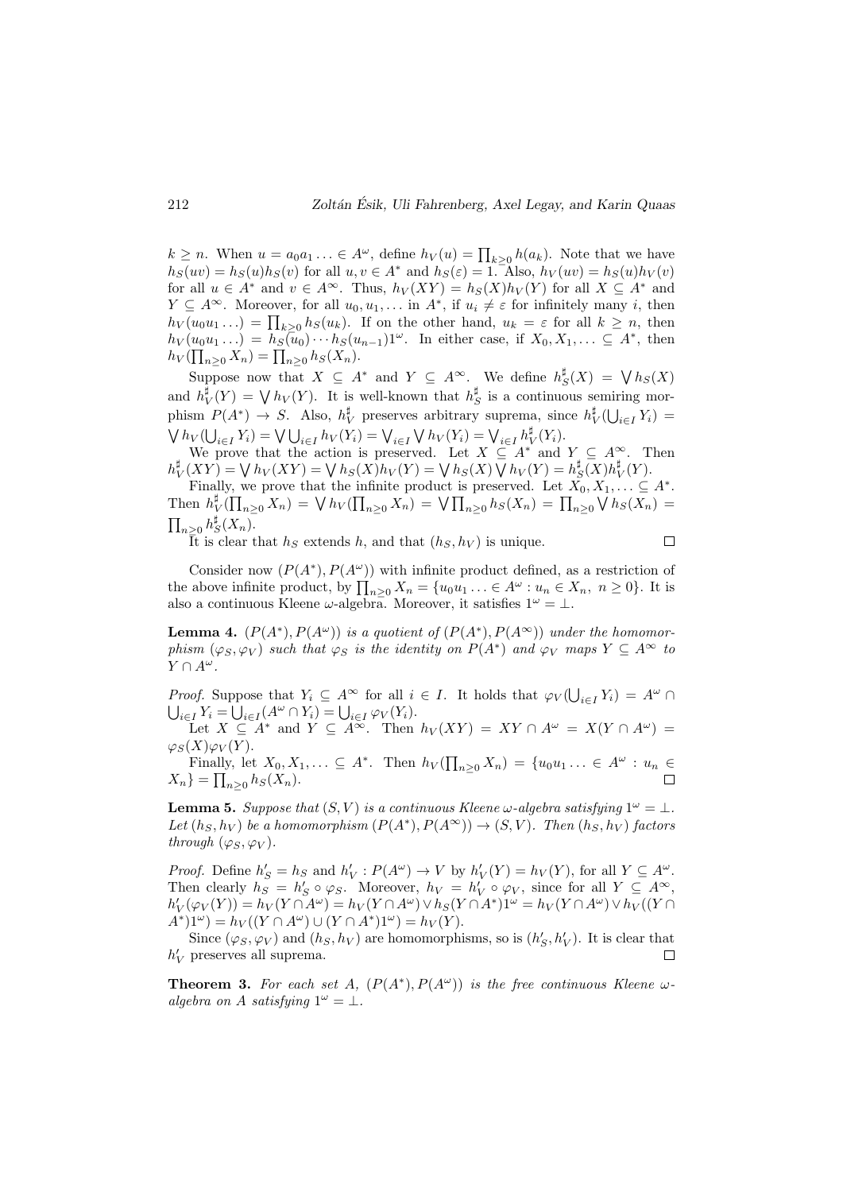$k \geq n$. When $u = a_0 a_1 \ldots \in A^\omega$, define $h_V(u) = \prod_{k \geq 0} h(a_k)$. Note that we have $h_S(uv) = h_S(u)h_S(v)$ for all $u, v \in A^*$ and $h_S(\varepsilon) = 1$. Also, $h_V(uv) = h_S(u)h_V(v)$ for all $u \in A^*$ and $v \in A^\infty$. Thus, $h_V(XY) = h_S(X)h_V(Y)$ for all $X \subseteq A^*$ and $Y \subseteq A^\infty$. Moreover, for all $u_0, u_1, \ldots$ in $A^*$, if $u_i \neq \varepsilon$ for infinitely many $i$, then $h_V(u_0 u_1 \ldots) = \prod_{k \geq 0} h_S(u_k)$. If on the other hand, $u_k = \varepsilon$ for all $k \geq n$, then $h_V(u_0 u_1 \ldots) = h_S(u_0) \cdots h_S(u_{n-1}) 1^\omega$. In either case, if $X_0, X_1, \ldots \subseteq A^*$, then $h_V(\prod_{n \geq 0} X_n) = \prod_{n \geq 0} h_S(X_n)$.

Suppose now that $X \subseteq A^*$ and $Y \subseteq A^\infty$. We define $h_S^\sharp(X) = \bigvee h_S(X)$ and $h_V^\sharp(Y) = \bigvee h_V(Y)$. It is well-known that $h_S^\sharp$ is a continuous semiring morphism $P(A^*) \to S$. Also, $h_V^\sharp$ preserves arbitrary suprema, since $h_V^\sharp(\bigcup_{i \in I} Y_i) = \bigvee h_V(\bigcup_{i \in I} Y_i) = \bigvee \bigcup_{i \in I} h_V(Y_i) = \bigvee_{i \in I} \bigvee h_V(Y_i) = \bigvee_{i \in I} h_V^\sharp(Y_i)$.

We prove that the action is preserved. Let $X \subseteq A^*$ and $Y \subseteq A^\infty$. Then $h_V^\sharp(XY) = \bigvee h_V(XY) = \bigvee h_S(X)h_V(Y) = \bigvee h_S(X) \bigvee h_V(Y) = h_S^\sharp(X) h_V^\sharp(Y)$.

Finally, we prove that the infinite product is preserved. Let $X_0, X_1, \ldots \subseteq A^*$. Then $h_V^\sharp(\prod_{n \geq 0} X_n) = \bigvee h_V(\prod_{n \geq 0} X_n) = \bigvee \prod_{n \geq 0} h_S(X_n) = \prod_{n \geq 0} \bigvee h_S(X_n) = \prod_{n \geq 0} h_S^\sharp(X_n)$.

It is clear that $h_S$ extends $h$, and that $(h_S, h_V)$ is unique. □

Consider now $(P(A^*), P(A^\omega))$ with infinite product defined, as a restriction of the above infinite product, by $\prod_{n \geq 0} X_n = \{u_0 u_1 \ldots \in A^\omega : u_n \in X_n,\ n \geq 0\}$. It is also a continuous Kleene $\omega$-algebra. Moreover, it satisfies $1^\omega = \bot$.

**Lemma 4.** *$(P(A^*), P(A^\omega))$ is a quotient of $(P(A^*), P(A^\infty))$ under the homomorphism $(\varphi_S, \varphi_V)$ such that $\varphi_S$ is the identity on $P(A^*)$ and $\varphi_V$ maps $Y \subseteq A^\infty$ to $Y \cap A^\omega$.*

*Proof.* Suppose that $Y_i \subseteq A^\infty$ for all $i \in I$. It holds that $\varphi_V(\bigcup_{i \in I} Y_i) = A^\omega \cap \bigcup_{i \in I} Y_i = \bigcup_{i \in I}(A^\omega \cap Y_i) = \bigcup_{i \in I} \varphi_V(Y_i)$.

Let $X \subseteq A^*$ and $Y \subseteq A^\infty$. Then $h_V(XY) = XY \cap A^\omega = X(Y \cap A^\omega) = \varphi_S(X)\varphi_V(Y)$.

Finally, let $X_0, X_1, \ldots \subseteq A^*$. Then $h_V(\prod_{n \geq 0} X_n) = \{u_0 u_1 \ldots \in A^\omega : u_n \in X_n\} = \prod_{n \geq 0} h_S(X_n)$. □

**Lemma 5.** *Suppose that $(S, V)$ is a continuous Kleene $\omega$-algebra satisfying $1^\omega = \bot$. Let $(h_S, h_V)$ be a homomorphism $(P(A^*), P(A^\infty)) \to (S, V)$. Then $(h_S, h_V)$ factors through $(\varphi_S, \varphi_V)$.*

*Proof.* Define $h'_S = h_S$ and $h'_V : P(A^\omega) \to V$ by $h'_V(Y) = h_V(Y)$, for all $Y \subseteq A^\omega$. Then clearly $h_S = h'_S \circ \varphi_S$. Moreover, $h_V = h'_V \circ \varphi_V$, since for all $Y \subseteq A^\infty$, $h'_V(\varphi_V(Y)) = h_V(Y \cap A^\omega) = h_V(Y \cap A^\omega) \vee h_S(Y \cap A^*)1^\omega = h_V(Y \cap A^\omega) \vee h_V((Y \cap A^*)1^\omega) = h_V((Y \cap A^\omega) \cup (Y \cap A^*)1^\omega) = h_V(Y)$.

Since $(\varphi_S, \varphi_V)$ and $(h_S, h_V)$ are homomorphisms, so is $(h'_S, h'_V)$. It is clear that $h'_V$ preserves all suprema. □

**Theorem 3.** *For each set $A$, $(P(A^*), P(A^\omega))$ is the free continuous Kleene $\omega$-algebra on $A$ satisfying $1^\omega = \bot$.*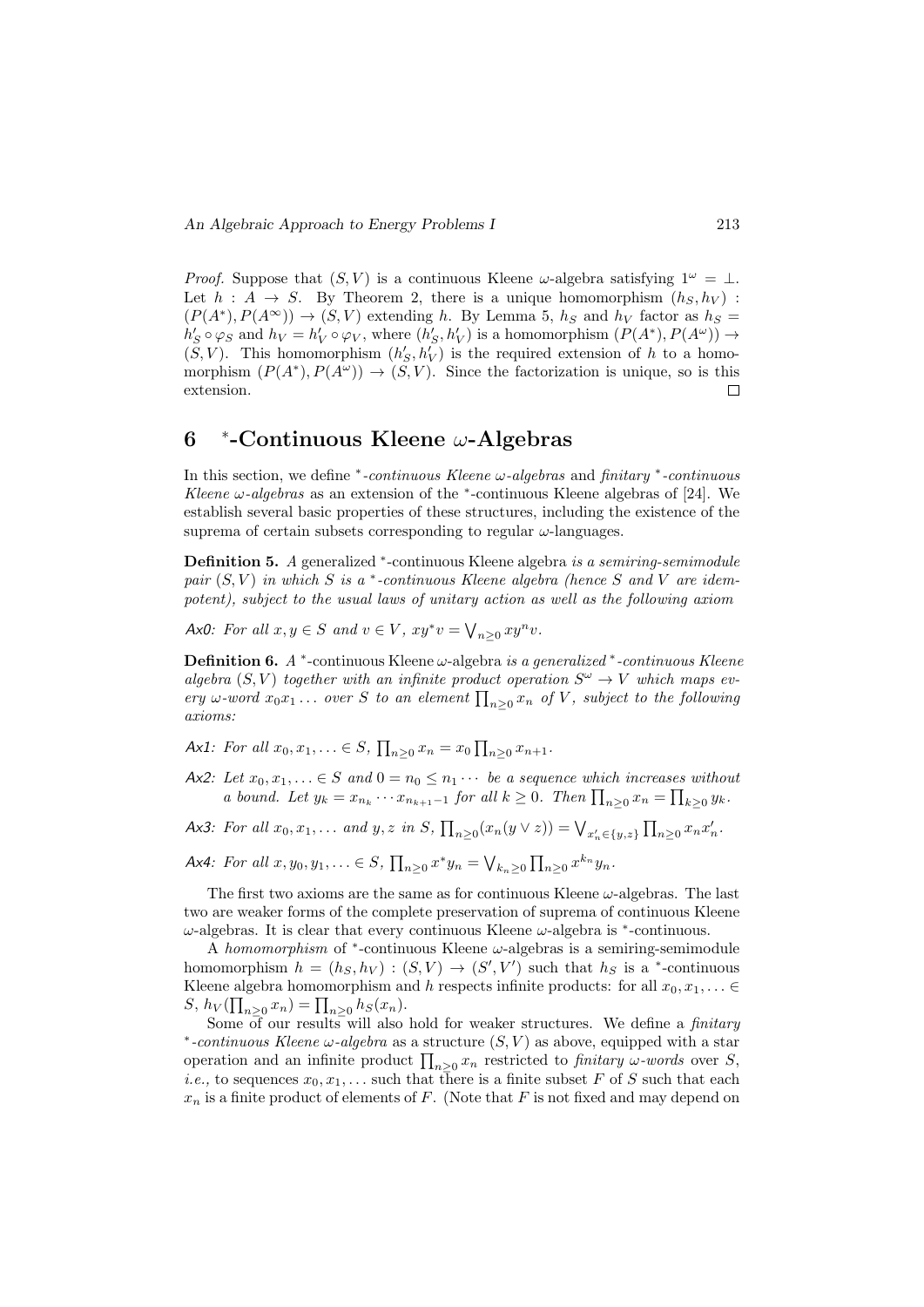*Proof.* Suppose that $(S, V)$ is a continuous Kleene $\omega$-algebra satisfying $1^\omega = \bot$. Let $h : A \to S$. By Theorem 2, there is a unique homomorphism $(h_S, h_V) : (P(A^*), P(A^\infty)) \to (S, V)$ extending $h$. By Lemma 5, $h_S$ and $h_V$ factor as $h_S = h'_S \circ \varphi_S$ and $h_V = h'_V \circ \varphi_V$, where $(h'_S, h'_V)$ is a homomorphism $(P(A^*), P(A^\omega)) \to (S, V)$. This homomorphism $(h'_S, h'_V)$ is the required extension of $h$ to a homomorphism $(P(A^*), P(A^\omega)) \to (S, V)$. Since the factorization is unique, so is this extension. $\square$

## 6 $^*$-Continuous Kleene $\omega$-Algebras

In this section, we define *$^*$-continuous Kleene $\omega$-algebras* and *finitary $^*$-continuous Kleene $\omega$-algebras* as an extension of the $^*$-continuous Kleene algebras of [24]. We establish several basic properties of these structures, including the existence of the suprema of certain subsets corresponding to regular $\omega$-languages.

**Definition 5.** *A* generalized $^*$-continuous Kleene algebra *is a semiring-semimodule pair $(S, V)$ in which $S$ is a $^*$-continuous Kleene algebra (hence $S$ and $V$ are idempotent), subject to the usual laws of unitary action as well as the following axiom*

*Ax0: For all $x, y \in S$ and $v \in V$, $xy^*v = \bigvee_{n \geq 0} xy^n v$.*

**Definition 6.** *A* $^*$-continuous Kleene $\omega$-algebra *is a generalized $^*$-continuous Kleene algebra $(S, V)$ together with an infinite product operation $S^\omega \to V$ which maps every $\omega$-word $x_0 x_1 \ldots$ over $S$ to an element $\prod_{n \geq 0} x_n$ of $V$, subject to the following axioms:*

*Ax1: For all $x_0, x_1, \ldots \in S$, $\prod_{n \geq 0} x_n = x_0 \prod_{n \geq 0} x_{n+1}$.*

*Ax2: Let $x_0, x_1, \ldots \in S$ and $0 = n_0 \leq n_1 \cdots$ be a sequence which increases without a bound. Let $y_k = x_{n_k} \cdots x_{n_{k+1}-1}$ for all $k \geq 0$. Then $\prod_{n \geq 0} x_n = \prod_{k \geq 0} y_k$.*

*Ax3: For all $x_0, x_1, \ldots$ and $y, z$ in $S$, $\prod_{n \geq 0} (x_n (y \vee z)) = \bigvee_{x'_n \in \{y, z\}} \prod_{n \geq 0} x_n x'_n$.*

*Ax4: For all $x, y_0, y_1, \ldots \in S$, $\prod_{n \geq 0} x^* y_n = \bigvee_{k_n \geq 0} \prod_{n \geq 0} x^{k_n} y_n$.*

The first two axioms are the same as for continuous Kleene $\omega$-algebras. The last two are weaker forms of the complete preservation of suprema of continuous Kleene $\omega$-algebras. It is clear that every continuous Kleene $\omega$-algebra is $^*$-continuous.

A *homomorphism* of $^*$-continuous Kleene $\omega$-algebras is a semiring-semimodule homomorphism $h = (h_S, h_V) : (S, V) \to (S', V')$ such that $h_S$ is a $^*$-continuous Kleene algebra homomorphism and $h$ respects infinite products: for all $x_0, x_1, \ldots \in S$, $h_V(\prod_{n \geq 0} x_n) = \prod_{n \geq 0} h_S(x_n)$.

Some of our results will also hold for weaker structures. We define a *finitary $^*$-continuous Kleene $\omega$-algebra* as a structure $(S, V)$ as above, equipped with a star operation and an infinite product $\prod_{n \geq 0} x_n$ restricted to *finitary $\omega$-words* over $S$, *i.e.,* to sequences $x_0, x_1, \ldots$ such that there is a finite subset $F$ of $S$ such that each $x_n$ is a finite product of elements of $F$. (Note that $F$ is not fixed and may depend on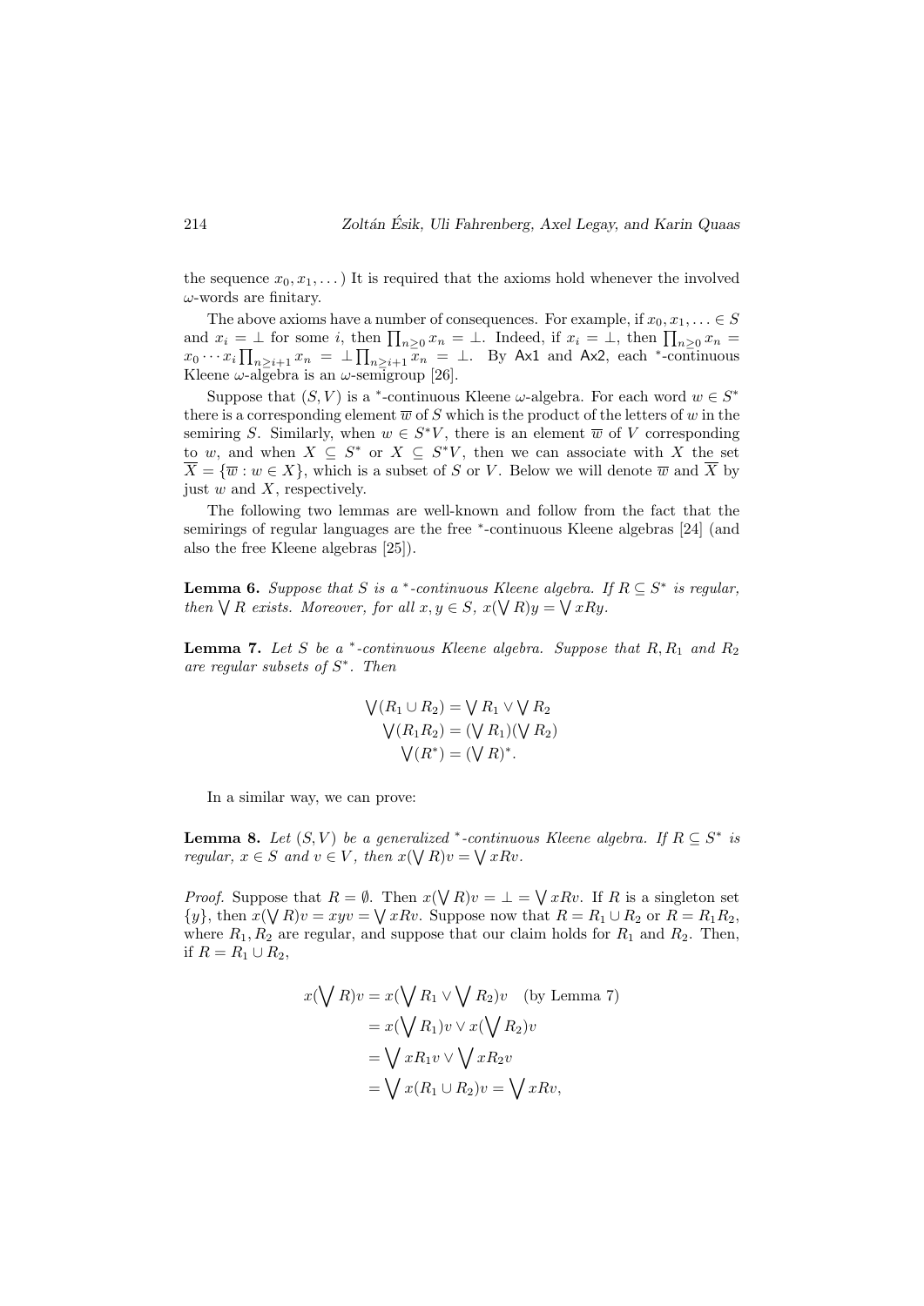the sequence $x_0, x_1, \dots$) It is required that the axioms hold whenever the involved $\omega$-words are finitary.

The above axioms have a number of consequences. For example, if $x_0, x_1, \ldots \in S$ and $x_i = \bot$ for some $i$, then $\prod_{n \geq 0} x_n = \bot$. Indeed, if $x_i = \bot$, then $\prod_{n\geq 0} x_n = x_0 \cdots x_i \prod_{n \geq i+1} x_n = \bot \prod_{n\geq i+1} x_n = \bot$. By Ax1 and Ax2, each $^*$-continuous Kleene $\omega$-algebra is an $\omega$-semigroup [26].

Suppose that $(S, V)$ is a $^*$-continuous Kleene $\omega$-algebra. For each word $w \in S^*$ there is a corresponding element $\overline{w}$ of $S$ which is the product of the letters of $w$ in the semiring $S$. Similarly, when $w \in S^*V$, there is an element $\overline{w}$ of $V$ corresponding to $w$, and when $X \subseteq S^*$ or $X \subseteq S^*V$, then we can associate with $X$ the set $\overline{X} = \{\overline{w} : w \in X\}$, which is a subset of $S$ or $V$. Below we will denote $\overline{w}$ and $\overline{X}$ by just $w$ and $X$, respectively.

The following two lemmas are well-known and follow from the fact that the semirings of regular languages are the free $^*$-continuous Kleene algebras [24] (and also the free Kleene algebras [25]).

**Lemma 6.** *Suppose that $S$ is a $^*$-continuous Kleene algebra. If $R \subseteq S^*$ is regular, then $\bigvee R$ exists. Moreover, for all $x, y \in S$, $x(\bigvee R)y = \bigvee xRy$.*

**Lemma 7.** *Let $S$ be a $^*$-continuous Kleene algebra. Suppose that $R, R_1$ and $R_2$ are regular subsets of $S^*$. Then*

$$\begin{aligned} \bigvee(R_1 \cup R_2) &= \bigvee R_1 \vee \bigvee R_2 \\ \bigvee(R_1 R_2) &= (\bigvee R_1)(\bigvee R_2) \\ \bigvee(R^*) &= (\bigvee R)^*. \end{aligned}$$

In a similar way, we can prove:

**Lemma 8.** *Let $(S, V)$ be a generalized $^*$-continuous Kleene algebra. If $R \subseteq S^*$ is regular, $x \in S$ and $v \in V$, then $x(\bigvee R)v = \bigvee xRv$.*

*Proof.* Suppose that $R = \emptyset$. Then $x(\bigvee R)v = \bot = \bigvee xRv$. If $R$ is a singleton set $\{y\}$, then $x(\bigvee R)v = xyv = \bigvee xRv$. Suppose now that $R = R_1 \cup R_2$ or $R = R_1R_2$, where $R_1, R_2$ are regular, and suppose that our claim holds for $R_1$ and $R_2$. Then, if $R = R_1 \cup R_2$,

$$\begin{aligned} x(\bigvee R)v &= x(\bigvee R_1 \vee \bigvee R_2)v \quad \text{(by Lemma 7)} \\ &= x(\bigvee R_1)v \vee x(\bigvee R_2)v \\ &= \bigvee xR_1v \vee \bigvee xR_2v \\ &= \bigvee x(R_1 \cup R_2)v = \bigvee xRv, \end{aligned}$$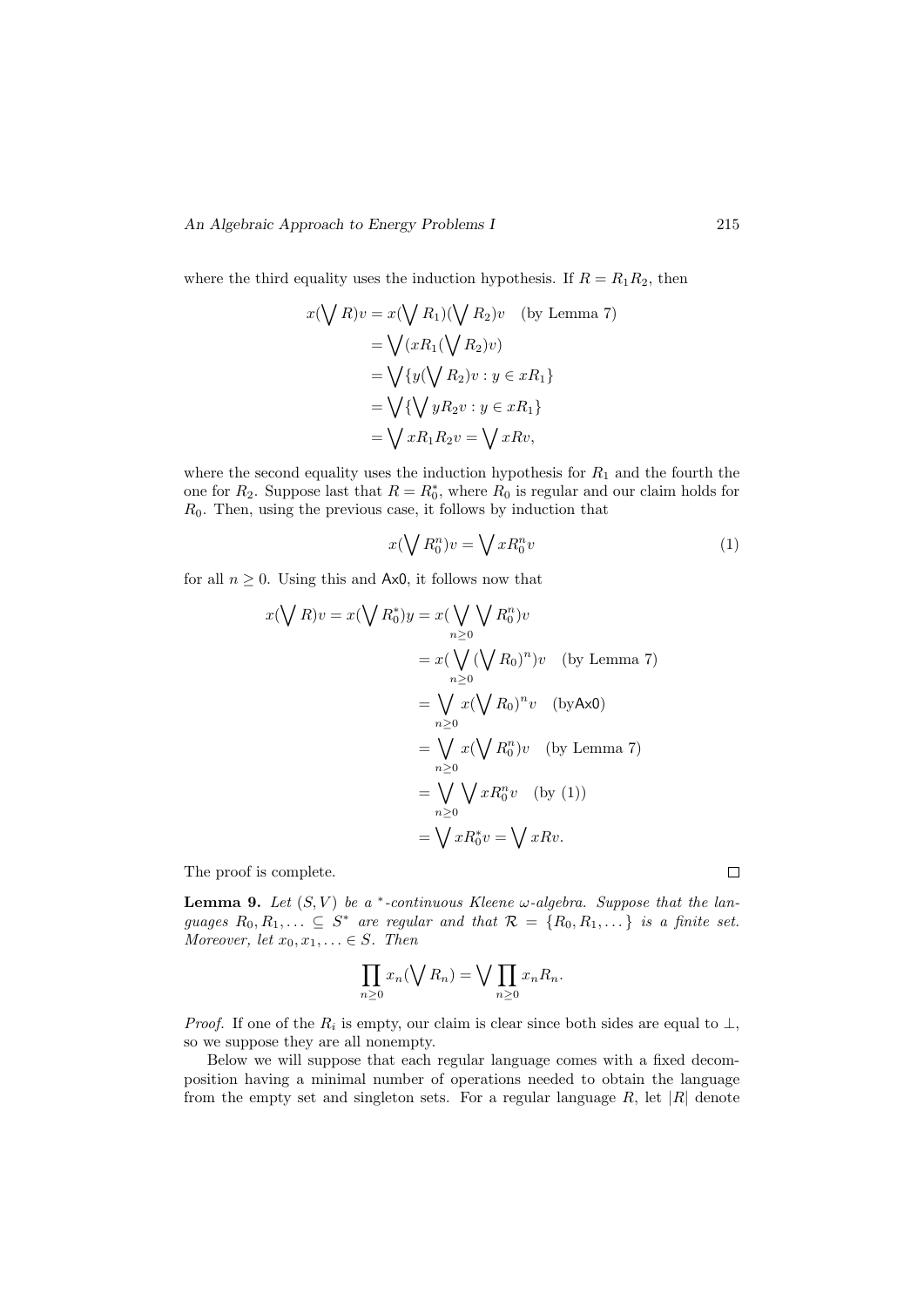where the third equality uses the induction hypothesis. If $R = R_1 R_2$, then

$$
\begin{aligned}
x(\bigvee R)v &= x(\bigvee R_1)(\bigvee R_2)v \quad \text{(by Lemma 7)} \\
&= \bigvee (xR_1(\bigvee R_2)v) \\
&= \bigvee \{y(\bigvee R_2)v : y \in xR_1\} \\
&= \bigvee \{\bigvee yR_2 v : y \in xR_1\} \\
&= \bigvee xR_1R_2v = \bigvee xRv,
\end{aligned}
$$

where the second equality uses the induction hypothesis for $R_1$ and the fourth the one for $R_2$. Suppose last that $R = R_0^*$, where $R_0$ is regular and our claim holds for $R_0$. Then, using the previous case, it follows by induction that

$$
x(\bigvee R_0^n)v = \bigvee xR_0^n v \tag{1}
$$

for all $n \geq 0$. Using this and Ax0, it follows now that

$$
\begin{aligned}
x(\bigvee R)v = x(\bigvee R_0^*)y &= x(\bigvee_{n\geq 0} \bigvee R_0^n)v \\
&= x(\bigvee_{n\geq 0} (\bigvee R_0)^n)v \quad \text{(by Lemma 7)} \\
&= \bigvee_{n\geq 0} x(\bigvee R_0)^n v \quad \text{(by Ax0)} \\
&= \bigvee_{n\geq 0} x(\bigvee R_0^n)v \quad \text{(by Lemma 7)} \\
&= \bigvee_{n\geq 0} \bigvee xR_0^n v \quad \text{(by (1))} \\
&= \bigvee xR_0^* v = \bigvee xRv.
\end{aligned}
$$

The proof is complete. ◻

**Lemma 9.** *Let $(S, V)$ be a $^*$-continuous Kleene $\omega$-algebra. Suppose that the languages $R_0, R_1, \ldots \subseteq S^*$ are regular and that $\mathcal{R} = \{R_0, R_1, \ldots\}$ is a finite set. Moreover, let $x_0, x_1, \ldots \in S$. Then*

$$
\prod_{n\geq 0} x_n(\bigvee R_n) = \bigvee \prod_{n\geq 0} x_n R_n.
$$

*Proof.* If one of the $R_i$ is empty, our claim is clear since both sides are equal to $\bot$, so we suppose they are all nonempty.

Below we will suppose that each regular language comes with a fixed decomposition having a minimal number of operations needed to obtain the language from the empty set and singleton sets. For a regular language $R$, let $|R|$ denote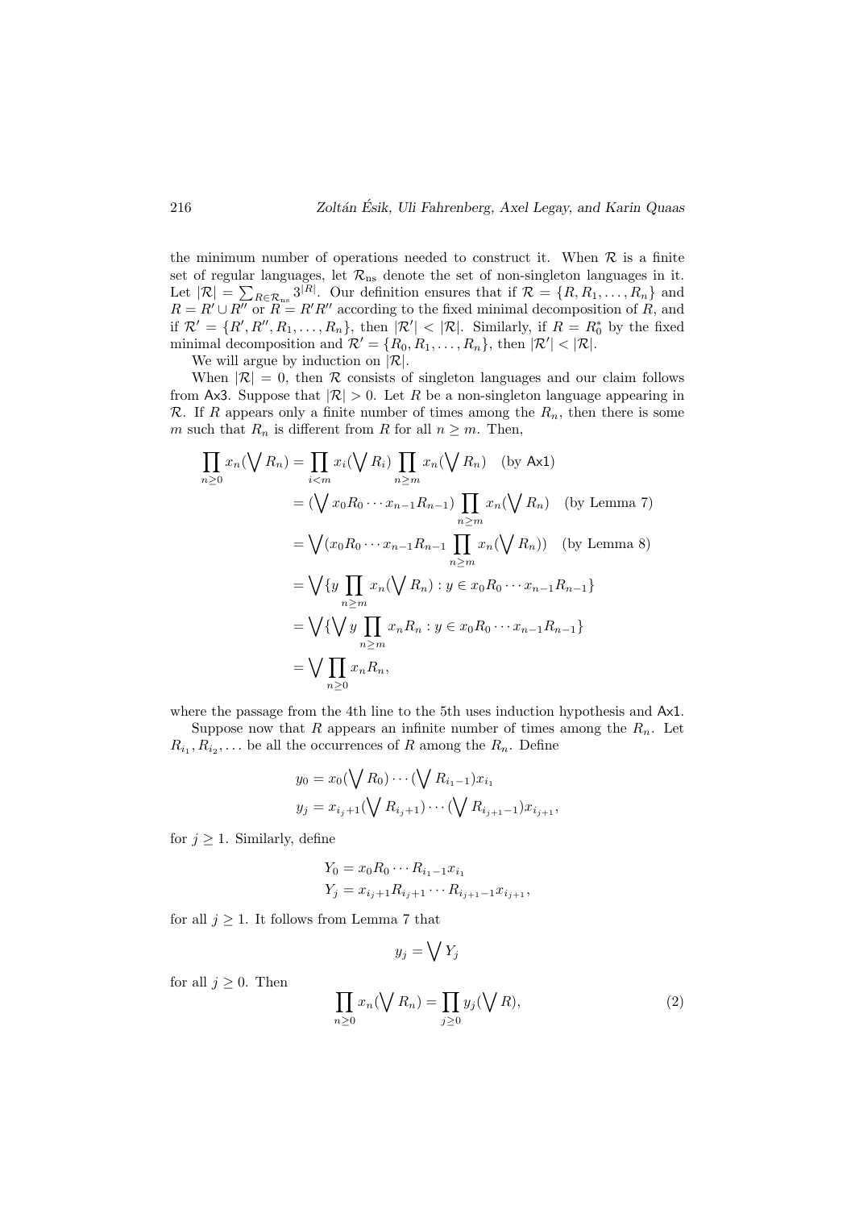the minimum number of operations needed to construct it. When $\mathcal{R}$ is a finite set of regular languages, let $\mathcal{R}_{\rm ns}$ denote the set of non-singleton languages in it. Let $|\mathcal{R}| = \sum_{R \in \mathcal{R}_{\rm ns}} 3^{|R|}$. Our definition ensures that if $\mathcal{R} = \{R, R_1, \dots, R_n\}$ and $R = R' \cup R''$ or $R = R'R''$ according to the fixed minimal decomposition of $R$, and if $\mathcal{R}' = \{R', R'', R_1, \dots, R_n\}$, then $|\mathcal{R}'| < |\mathcal{R}|$. Similarly, if $R = R_0^*$ by the fixed minimal decomposition and $\mathcal{R}' = \{R_0, R_1, \dots, R_n\}$, then $|\mathcal{R}'| < |\mathcal{R}|$.

We will argue by induction on $|\mathcal{R}|$.

When $|\mathcal{R}| = 0$, then $\mathcal{R}$ consists of singleton languages and our claim follows from Ax3. Suppose that $|\mathcal{R}| > 0$. Let $R$ be a non-singleton language appearing in $\mathcal{R}$. If $R$ appears only a finite number of times among the $R_n$, then there is some $m$ such that $R_n$ is different from $R$ for all $n \geq m$. Then,

$$
\begin{aligned}
\prod_{n \geq 0} x_n(\bigvee R_n) &= \prod_{i<m} x_i(\bigvee R_i) \prod_{n \geq m} x_n(\bigvee R_n) \quad \text{(by Ax1)} \\
&= (\bigvee x_0 R_0 \cdots x_{n-1} R_{n-1}) \prod_{n \geq m} x_n(\bigvee R_n) \quad \text{(by Lemma 7)} \\
&= \bigvee (x_0 R_0 \cdots x_{n-1} R_{n-1} \prod_{n \geq m} x_n(\bigvee R_n)) \quad \text{(by Lemma 8)} \\
&= \bigvee \{ y \prod_{n \geq m} x_n(\bigvee R_n) : y \in x_0 R_0 \cdots x_{n-1} R_{n-1} \} \\
&= \bigvee \{ \bigvee y \prod_{n \geq m} x_n R_n : y \in x_0 R_0 \cdots x_{n-1} R_{n-1} \} \\
&= \bigvee \prod_{n \geq 0} x_n R_n,
\end{aligned}
$$

where the passage from the 4th line to the 5th uses induction hypothesis and Ax1.

Suppose now that $R$ appears an infinite number of times among the $R_n$. Let $R_{i_1}, R_{i_2}, \dots$ be all the occurrences of $R$ among the $R_n$. Define

$$
\begin{aligned}
y_0 &= x_0(\bigvee R_0) \cdots (\bigvee R_{i_1 - 1}) x_{i_1} \\
y_j &= x_{i_j+1}(\bigvee R_{i_j+1}) \cdots (\bigvee R_{i_{j+1}-1}) x_{i_{j+1}},
\end{aligned}
$$

for $j \geq 1$. Similarly, define

$$
\begin{aligned}
Y_0 &= x_0 R_0 \cdots R_{i_1 - 1} x_{i_1} \\
Y_j &= x_{i_j+1} R_{i_j+1} \cdots R_{i_{j+1}-1} x_{i_{j+1}},
\end{aligned}
$$

for all $j \geq 1$. It follows from Lemma 7 that

$$
y_j = \bigvee Y_j
$$

for all $j \geq 0$. Then

$$
\prod_{n \geq 0} x_n(\bigvee R_n) = \prod_{j \geq 0} y_j(\bigvee R), \tag{2}
$$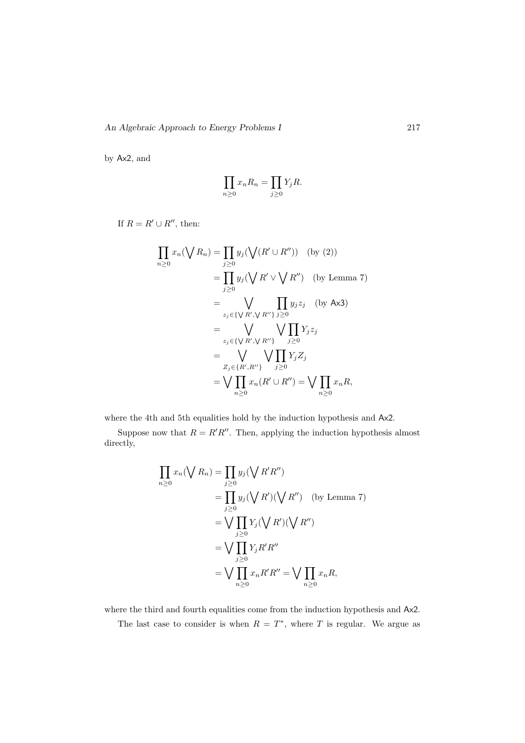by Ax2, and

$$\prod_{n\geq 0} x_n R_n = \prod_{j\geq 0} Y_j R.$$

If $R = R' \cup R''$, then:

$$\begin{aligned}
\prod_{n\geq 0} x_n(\bigvee R_n) &= \prod_{j\geq 0} y_j(\bigvee(R' \cup R'')) \quad \text{(by (2))}\\
&= \prod_{j\geq 0} y_j(\bigvee R' \vee \bigvee R'') \quad \text{(by Lemma 7)}\\
&= \bigvee_{z_j \in \{\bigvee R', \bigvee R''\}} \prod_{j\geq 0} y_j z_j \quad \text{(by Ax3)}\\
&= \bigvee_{z_j \in \{\bigvee R', \bigvee R''\}} \bigvee \prod_{j\geq 0} Y_j z_j\\
&= \bigvee_{Z_j \in \{R', R''\}} \bigvee \prod_{j\geq 0} Y_j Z_j\\
&= \bigvee \prod_{n\geq 0} x_n(R' \cup R'') = \bigvee \prod_{n\geq 0} x_n R,
\end{aligned}$$

where the 4th and 5th equalities hold by the induction hypothesis and Ax2.

Suppose now that $R = R'R''$. Then, applying the induction hypothesis almost directly,

$$\begin{aligned}
\prod_{n\geq 0} x_n(\bigvee R_n) &= \prod_{j\geq 0} y_j(\bigvee R'R'')\\
&= \prod_{j\geq 0} y_j(\bigvee R')(\bigvee R'') \quad \text{(by Lemma 7)}\\
&= \bigvee \prod_{j\geq 0} Y_j(\bigvee R')(\bigvee R'')\\
&= \bigvee \prod_{j\geq 0} Y_j R' R''\\
&= \bigvee \prod_{n\geq 0} x_n R' R'' = \bigvee \prod_{n\geq 0} x_n R,
\end{aligned}$$

where the third and fourth equalities come from the induction hypothesis and Ax2.

The last case to consider is when $R = T^*$, where $T$ is regular. We argue as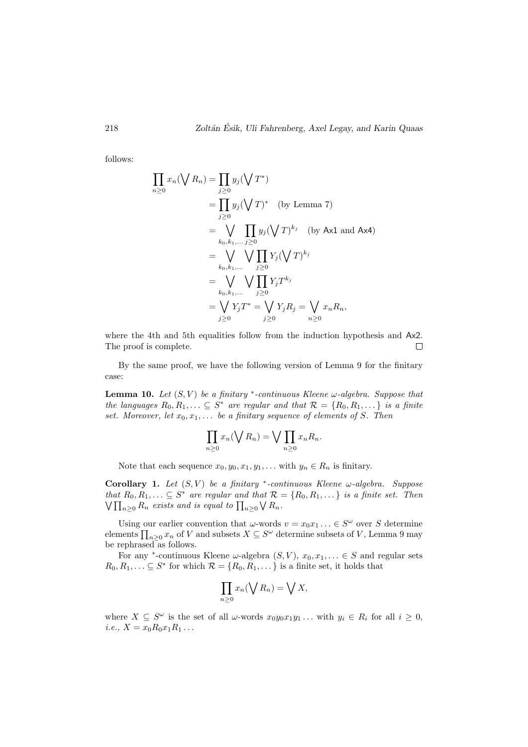follows:

$$
\begin{aligned}
\prod_{n\geq 0} x_n(\bigvee R_n) &= \prod_{j\geq 0} y_j(\bigvee T^*) \\
&= \prod_{j\geq 0} y_j(\bigvee T)^* \quad \text{(by Lemma 7)} \\
&= \bigvee_{k_0,k_1,\dots} \prod_{j\geq 0} y_j(\bigvee T)^{k_j} \quad \text{(by Ax1 and Ax4)} \\
&= \bigvee_{k_0,k_1,\dots} \bigvee \prod_{j\geq 0} Y_j(\bigvee T)^{k_j} \\
&= \bigvee_{k_0,k_1,\dots} \bigvee \prod_{j\geq 0} Y_j T^{k_j} \\
&= \bigvee_{j\geq 0} Y_j T^* = \bigvee_{j\geq 0} Y_j R_j = \bigvee_{n\geq 0} x_n R_n,
\end{aligned}
$$

where the 4th and 5th equalities follow from the induction hypothesis and Ax2. The proof is complete. □

By the same proof, we have the following version of Lemma 9 for the finitary case:

**Lemma 10.** *Let $(S, V)$ be a finitary $^*$-continuous Kleene $\omega$-algebra. Suppose that the languages $R_0, R_1, \dots \subseteq S^*$ are regular and that $\mathcal{R} = \{R_0, R_1, \dots\}$ is a finite set. Moreover, let $x_0, x_1, \dots$ be a finitary sequence of elements of $S$. Then*

$$
\prod_{n\geq 0} x_n(\bigvee R_n) = \bigvee \prod_{n\geq 0} x_n R_n.
$$

Note that each sequence $x_0, y_0, x_1, y_1, \dots$ with $y_n \in R_n$ is finitary.

**Corollary 1.** *Let $(S, V)$ be a finitary $^*$-continuous Kleene $\omega$-algebra. Suppose that $R_0, R_1, \dots \subseteq S^*$ are regular and that $\mathcal{R} = \{R_0, R_1, \dots\}$ is a finite set. Then $\bigvee \prod_{n\geq 0} R_n$ exists and is equal to $\prod_{n\geq 0} \bigvee R_n$.*

Using our earlier convention that $\omega$-words $v = x_0 x_1 \dots \in S^\omega$ over $S$ determine elements $\prod_{n\geq 0} x_n$ of $V$ and subsets $X \subseteq S^\omega$ determine subsets of $V$, Lemma 9 may be rephrased as follows.

For any $^*$-continuous Kleene $\omega$-algebra $(S, V)$, $x_0, x_1, \dots \in S$ and regular sets $R_0, R_1, \dots \subseteq S^*$ for which $\mathcal{R} = \{R_0, R_1, \dots\}$ is a finite set, it holds that

$$
\prod_{n\geq 0} x_n(\bigvee R_n) = \bigvee X,
$$

where $X \subseteq S^\omega$ is the set of all $\omega$-words $x_0 y_0 x_1 y_1 \dots$ with $y_i \in R_i$ for all $i \geq 0$, *i.e.*, $X = x_0 R_0 x_1 R_1 \dots$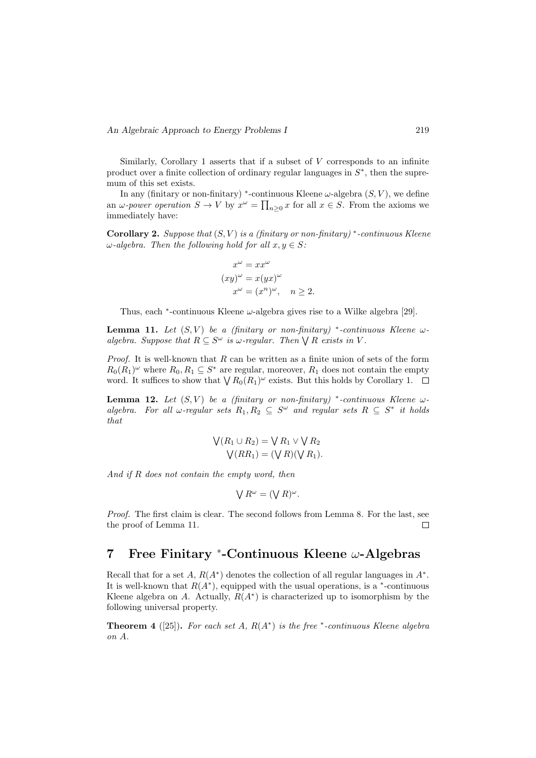Similarly, Corollary 1 asserts that if a subset of $V$ corresponds to an infinite product over a finite collection of ordinary regular languages in $S^*$, then the supremum of this set exists.

In any (finitary or non-finitary) $^*$-continuous Kleene $\omega$-algebra $(S, V)$, we define an *$\omega$-power operation* $S \to V$ by $x^\omega = \prod_{n \geq 0} x$ for all $x \in S$. From the axioms we immediately have:

**Corollary 2.** *Suppose that $(S, V)$ is a (finitary or non-finitary) $^*$-continuous Kleene $\omega$-algebra. Then the following hold for all $x, y \in S$:*

$$
\begin{aligned}
x^\omega &= xx^\omega \\
(xy)^\omega &= x(yx)^\omega \\
x^\omega &= (x^n)^\omega, \quad n \geq 2.
\end{aligned}
$$

Thus, each $^*$-continuous Kleene $\omega$-algebra gives rise to a Wilke algebra [29].

**Lemma 11.** *Let $(S, V)$ be a (finitary or non-finitary) $^*$-continuous Kleene $\omega$-algebra. Suppose that $R \subseteq S^\omega$ is $\omega$-regular. Then $\bigvee R$ exists in $V$.*

*Proof.* It is well-known that $R$ can be written as a finite union of sets of the form $R_0(R_1)^\omega$ where $R_0, R_1 \subseteq S^*$ are regular, moreover, $R_1$ does not contain the empty word. It suffices to show that $\bigvee R_0(R_1)^\omega$ exists. But this holds by Corollary 1. $\square$

**Lemma 12.** *Let $(S, V)$ be a (finitary or non-finitary) $^*$-continuous Kleene $\omega$-algebra. For all $\omega$-regular sets $R_1, R_2 \subseteq S^\omega$ and regular sets $R \subseteq S^*$ it holds that*

$$
\begin{aligned}
\bigvee (R_1 \cup R_2) &= \bigvee R_1 \vee \bigvee R_2 \\
\bigvee (RR_1) &= (\bigvee R)(\bigvee R_1).
\end{aligned}
$$

*And if $R$ does not contain the empty word, then*

$$
\bigvee R^\omega = (\bigvee R)^\omega.
$$

*Proof.* The first claim is clear. The second follows from Lemma 8. For the last, see the proof of Lemma 11. $\square$

## 7 Free Finitary $^*$-Continuous Kleene $\omega$-Algebras

Recall that for a set $A$, $R(A^*)$ denotes the collection of all regular languages in $A^*$. It is well-known that $R(A^*)$, equipped with the usual operations, is a $^*$-continuous Kleene algebra on $A$. Actually, $R(A^*)$ is characterized up to isomorphism by the following universal property.

**Theorem 4** ([25]). *For each set $A$, $R(A^*)$ is the free $^*$-continuous Kleene algebra on $A$.*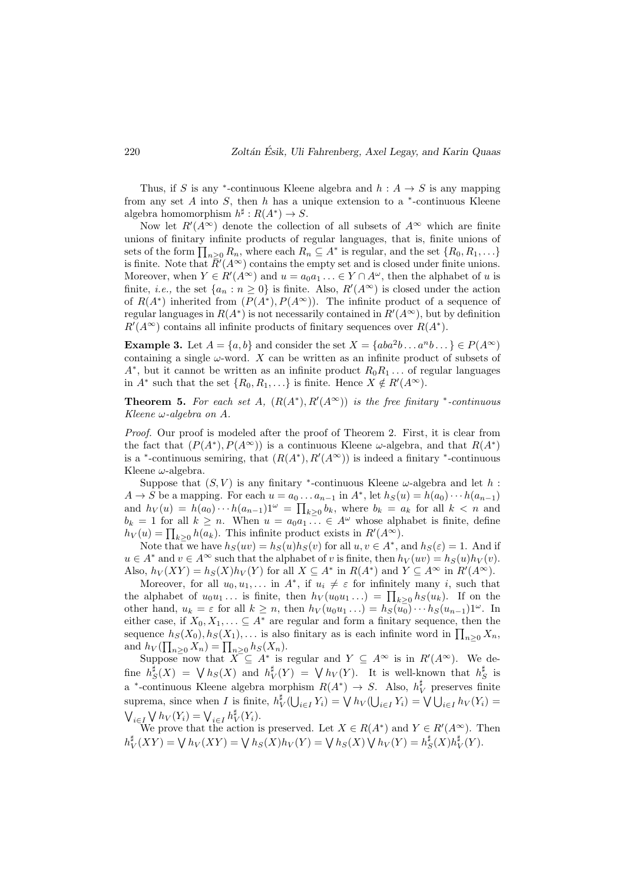Thus, if $S$ is any $^*$-continuous Kleene algebra and $h : A \to S$ is any mapping from any set $A$ into $S$, then $h$ has a unique extension to a $^*$-continuous Kleene algebra homomorphism $h^\sharp : R(A^*) \to S$.

Now let $R'(A^\infty)$ denote the collection of all subsets of $A^\infty$ which are finite unions of finitary infinite products of regular languages, that is, finite unions of sets of the form $\prod_{n\geq 0} R_n$, where each $R_n \subseteq A^*$ is regular, and the set $\{R_0, R_1, \ldots\}$ is finite. Note that $R'(A^\infty)$ contains the empty set and is closed under finite unions. Moreover, when $Y \in R'(A^\infty)$ and $u = a_0 a_1 \ldots \in Y \cap A^\omega$, then the alphabet of $u$ is finite, *i.e.,* the set $\{a_n : n \geq 0\}$ is finite. Also, $R'(A^\infty)$ is closed under the action of $R(A^*)$ inherited from $(P(A^*), P(A^\infty))$. The infinite product of a sequence of regular languages in $R(A^*)$ is not necessarily contained in $R'(A^\infty)$, but by definition $R'(A^\infty)$ contains all infinite products of finitary sequences over $R(A^*)$.

**Example 3.** Let $A = \{a, b\}$ and consider the set $X = \{aba^2b \ldots a^n b \ldots\} \in P(A^\infty)$ containing a single $\omega$-word. $X$ can be written as an infinite product of subsets of $A^*$, but it cannot be written as an infinite product $R_0 R_1 \ldots$ of regular languages in $A^*$ such that the set $\{R_0, R_1, \ldots\}$ is finite. Hence $X \notin R'(A^\infty)$.

**Theorem 5.** *For each set $A$, $(R(A^*), R'(A^\infty))$ is the free finitary $^*$-continuous Kleene $\omega$-algebra on $A$.*

*Proof.* Our proof is modeled after the proof of Theorem 2. First, it is clear from the fact that $(P(A^*), P(A^\infty))$ is a continuous Kleene $\omega$-algebra, and that $R(A^*)$ is a $^*$-continuous semiring, that $(R(A^*), R'(A^\infty))$ is indeed a finitary $^*$-continuous Kleene $\omega$-algebra.

Suppose that $(S, V)$ is any finitary $^*$-continuous Kleene $\omega$-algebra and let $h : A \to S$ be a mapping. For each $u = a_0 \ldots a_{n-1}$ in $A^*$, let $h_S(u) = h(a_0) \cdots h(a_{n-1})$ and $h_V(u) = h(a_0) \cdots h(a_{n-1}) 1^\omega = \prod_{k\geq 0} b_k$, where $b_k = a_k$ for all $k < n$ and $b_k = 1$ for all $k \geq n$. When $u = a_0 a_1 \ldots \in A^\omega$ whose alphabet is finite, define $h_V(u) = \prod_{k\geq 0} h(a_k)$. This infinite product exists in $R'(A^\infty)$.

Note that we have $h_S(uv) = h_S(u) h_S(v)$ for all $u, v \in A^*$, and $h_S(\varepsilon) = 1$. And if $u \in A^*$ and $v \in A^\infty$ such that the alphabet of $v$ is finite, then $h_V(uv) = h_S(u) h_V(v)$. Also, $h_V(XY) = h_S(X) h_V(Y)$ for all $X \subseteq A^*$ in $R(A^*)$ and $Y \subseteq A^\infty$ in $R'(A^\infty)$.

Moreover, for all $u_0, u_1, \ldots$ in $A^*$, if $u_i \neq \varepsilon$ for infinitely many $i$, such that the alphabet of $u_0 u_1 \ldots$ is finite, then $h_V(u_0 u_1 \ldots) = \prod_{k\geq 0} h_S(u_k)$. If on the other hand, $u_k = \varepsilon$ for all $k \geq n$, then $h_V(u_0 u_1 \ldots) = h_S(u_0) \cdots h_S(u_{n-1}) 1^\omega$. In either case, if $X_0, X_1, \ldots \subseteq A^*$ are regular and form a finitary sequence, then the sequence $h_S(X_0), h_S(X_1), \ldots$ is also finitary as is each infinite word in $\prod_{n\geq 0} X_n$, and $h_V(\prod_{n\geq 0} X_n) = \prod_{n\geq 0} h_S(X_n)$.

Suppose now that $X \subseteq A^*$ is regular and $Y \subseteq A^\infty$ is in $R'(A^\infty)$. We define $h_S^\sharp(X) = \bigvee h_S(X)$ and $h_V^\sharp(Y) = \bigvee h_V(Y)$. It is well-known that $h_S^\sharp$ is a $^*$-continuous Kleene algebra morphism $R(A^*) \to S$. Also, $h_V^\sharp$ preserves finite suprema, since when $I$ is finite, $h_V^\sharp(\bigcup_{i\in I} Y_i) = \bigvee h_V(\bigcup_{i\in I} Y_i) = \bigvee \bigcup_{i\in I} h_V(Y_i) = \bigvee_{i\in I} \bigvee h_V(Y_i) = \bigvee_{i\in I} h_V^\sharp(Y_i)$.

We prove that the action is preserved. Let $X \in R(A^*)$ and $Y \in R'(A^\infty)$. Then $h_V^\sharp(XY) = \bigvee h_V(XY) = \bigvee h_S(X) h_V(Y) = \bigvee h_S(X) \bigvee h_V(Y) = h_S^\sharp(X) h_V^\sharp(Y)$.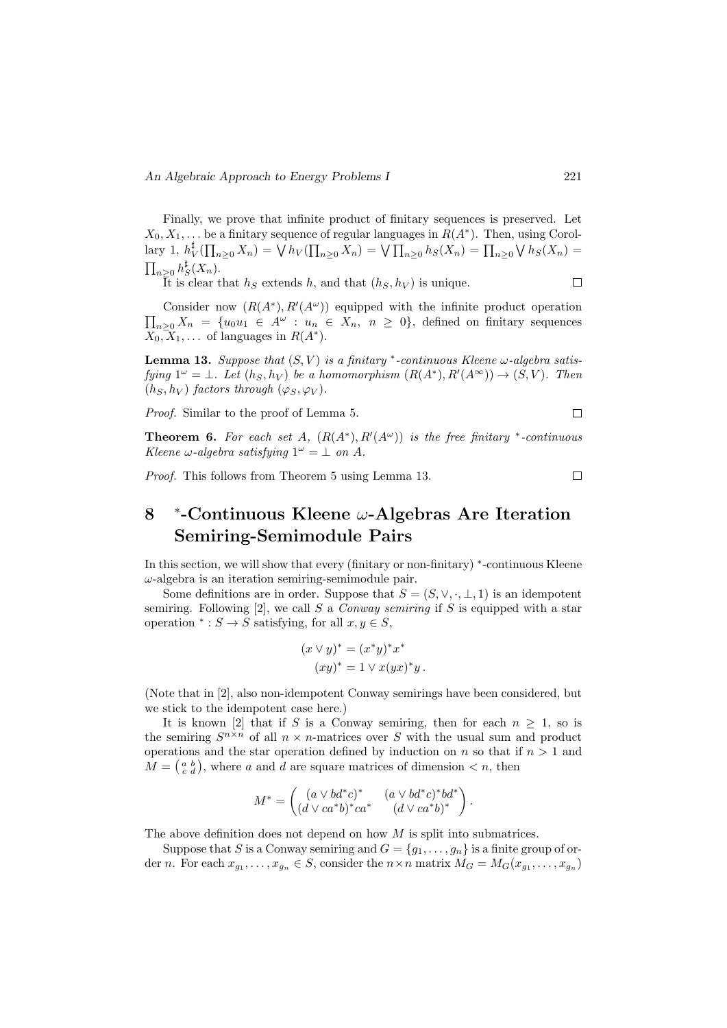Finally, we prove that infinite product of finitary sequences is preserved. Let $X_0, X_1, \ldots$ be a finitary sequence of regular languages in $R(A^*)$. Then, using Corollary 1, $h_V^\sharp(\prod_{n\geq 0} X_n) = \bigvee h_V(\prod_{n\geq 0} X_n) = \bigvee \prod_{n\geq 0} h_S(X_n) = \prod_{n\geq 0} \bigvee h_S(X_n) = \prod_{n\geq 0} h_S^\sharp(X_n)$.

It is clear that $h_S$ extends $h$, and that $(h_S, h_V)$ is unique. $\square$

Consider now $(R(A^*), R'(A^\omega))$ equipped with the infinite product operation $\prod_{n\geq 0} X_n = \{u_0 u_1 \in A^\omega : u_n \in X_n,\ n \geq 0\}$, defined on finitary sequences $X_0, X_1, \ldots$ of languages in $R(A^*)$.

**Lemma 13.** *Suppose that $(S, V)$ is a finitary $^*$-continuous Kleene $\omega$-algebra satisfying $1^\omega = \bot$. Let $(h_S, h_V)$ be a homomorphism $(R(A^*), R'(A^\infty)) \to (S, V)$. Then $(h_S, h_V)$ factors through $(\varphi_S, \varphi_V)$.*

*Proof.* Similar to the proof of Lemma 5. $\square$

**Theorem 6.** *For each set $A$, $(R(A^*), R'(A^\omega))$ is the free finitary $^*$-continuous Kleene $\omega$-algebra satisfying $1^\omega = \bot$ on $A$.*

*Proof.* This follows from Theorem 5 using Lemma 13. $\square$

# 8 $^*$-Continuous Kleene $\omega$-Algebras Are Iteration Semiring-Semimodule Pairs

In this section, we will show that every (finitary or non-finitary) $^*$-continuous Kleene $\omega$-algebra is an iteration semiring-semimodule pair.

Some definitions are in order. Suppose that $S = (S, \vee, \cdot, \bot, 1)$ is an idempotent semiring. Following [2], we call $S$ a *Conway semiring* if $S$ is equipped with a star operation $^* : S \to S$ satisfying, for all $x, y \in S$,

$$(x \vee y)^* = (x^* y)^* x^*$$
$$(xy)^* = 1 \vee x(yx)^* y\,.$$

(Note that in [2], also non-idempotent Conway semirings have been considered, but we stick to the idempotent case here.)

It is known [2] that if $S$ is a Conway semiring, then for each $n \geq 1$, so is the semiring $S^{n\times n}$ of all $n \times n$-matrices over $S$ with the usual sum and product operations and the star operation defined by induction on $n$ so that if $n > 1$ and $M = \left(\begin{smallmatrix} a & b \\ c & d \end{smallmatrix}\right)$, where $a$ and $d$ are square matrices of dimension $< n$, then

$$M^* = \begin{pmatrix} (a \vee bd^*c)^* & (a \vee bd^*c)^* bd^* \\ (d \vee ca^*b)^* ca^* & (d \vee ca^*b)^* \end{pmatrix}.$$

The above definition does not depend on how $M$ is split into submatrices.

Suppose that $S$ is a Conway semiring and $G = \{g_1, \ldots, g_n\}$ is a finite group of order $n$. For each $x_{g_1}, \ldots, x_{g_n} \in S$, consider the $n \times n$ matrix $M_G = M_G(x_{g_1}, \ldots, x_{g_n})$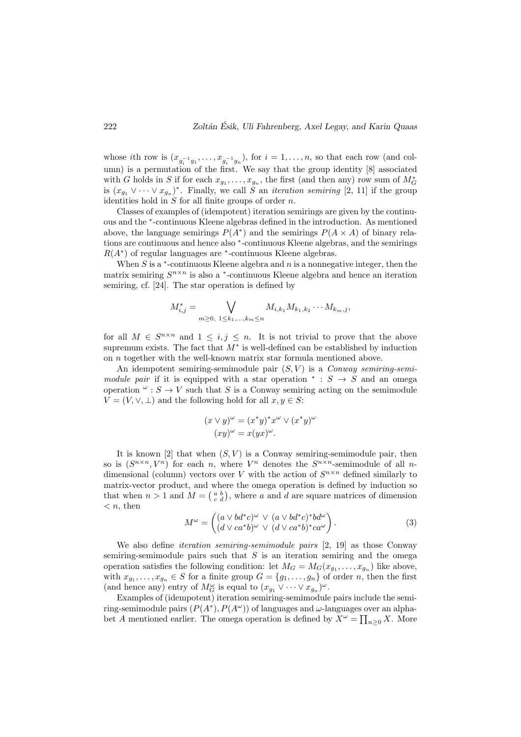whose $i$th row is $(x_{g_i^{-1}g_1}, \ldots, x_{g_i^{-1}g_n})$, for $i = 1, \ldots, n$, so that each row (and column) is a permutation of the first. We say that the group identity [8] associated with $G$ holds in $S$ if for each $x_{g_1}, \ldots, x_{g_n}$, the first (and then any) row sum of $M_G^*$ is $(x_{g_1} \vee \cdots \vee x_{g_n})^*$. Finally, we call $S$ an *iteration semiring* [2, 11] if the group identities hold in $S$ for all finite groups of order $n$.

Classes of examples of (idempotent) iteration semirings are given by the continuous and the $^*$-continuous Kleene algebras defined in the introduction. As mentioned above, the language semirings $P(A^*)$ and the semirings $P(A \times A)$ of binary relations are continuous and hence also $^*$-continuous Kleene algebras, and the semirings $R(A^*)$ of regular languages are $^*$-continuous Kleene algebras.

When $S$ is a $^*$-continuous Kleene algebra and $n$ is a nonnegative integer, then the matrix semiring $S^{n\times n}$ is also a $^*$-continuous Kleene algebra and hence an iteration semiring, cf. [24]. The star operation is defined by

$$M_{i,j}^* = \bigvee_{m\geq 0,\ 1\leq k_1,\ldots,k_m\leq n} M_{i,k_1} M_{k_1,k_2} \cdots M_{k_m,j},$$

for all $M \in S^{n\times n}$ and $1 \leq i, j \leq n$. It is not trivial to prove that the above supremum exists. The fact that $M^*$ is well-defined can be established by induction on $n$ together with the well-known matrix star formula mentioned above.

An idempotent semiring-semimodule pair $(S, V)$ is a *Conway semiring-semimodule pair* if it is equipped with a star operation $^* : S \to S$ and an omega operation $^\omega : S \to V$ such that $S$ is a Conway semiring acting on the semimodule $V = (V, \vee, \bot)$ and the following hold for all $x, y \in S$:

$$\begin{aligned} (x \vee y)^\omega &= (x^* y)^* x^\omega \vee (x^* y)^\omega \\ (xy)^\omega &= x(yx)^\omega. \end{aligned}$$

It is known [2] that when $(S, V)$ is a Conway semiring-semimodule pair, then so is $(S^{n\times n}, V^n)$ for each $n$, where $V^n$ denotes the $S^{n\times n}$-semimodule of all $n$-dimensional (column) vectors over $V$ with the action of $S^{n\times n}$ defined similarly to matrix-vector product, and where the omega operation is defined by induction so that when $n > 1$ and $M = \left(\begin{smallmatrix} a & b \\ c & d \end{smallmatrix}\right)$, where $a$ and $d$ are square matrices of dimension $< n$, then

$$M^\omega = \begin{pmatrix} (a \vee bd^*c)^\omega \ \vee \ (a \vee bd^*c)^* bd^\omega \\ (d \vee ca^*b)^\omega \ \vee \ (d \vee ca^*b)^* ca^\omega \end{pmatrix}. \tag{3}$$

We also define *iteration semiring-semimodule pairs* [2, 19] as those Conway semiring-semimodule pairs such that $S$ is an iteration semiring and the omega operation satisfies the following condition: let $M_G = M_G(x_{g_1}, \ldots, x_{g_n})$ like above, with $x_{g_1}, \ldots, x_{g_n} \in S$ for a finite group $G = \{g_1, \ldots, g_n\}$ of order $n$, then the first (and hence any) entry of $M_G^\omega$ is equal to $(x_{g_1} \vee \cdots \vee x_{g_n})^\omega$.

Examples of (idempotent) iteration semiring-semimodule pairs include the semiring-semimodule pairs $(P(A^*), P(A^\omega))$ of languages and $\omega$-languages over an alphabet $A$ mentioned earlier. The omega operation is defined by $X^\omega = \prod_{n\geq 0} X$. More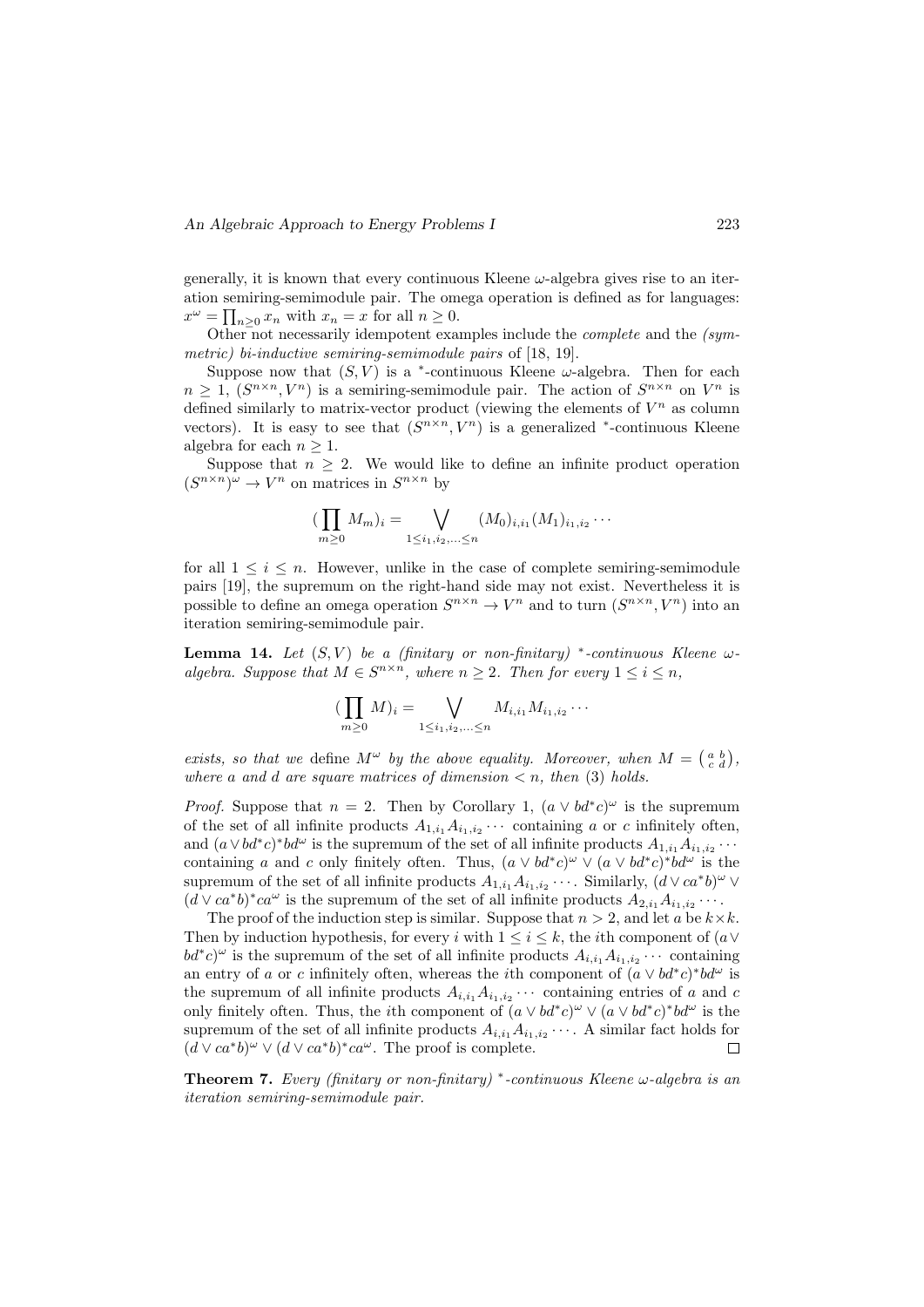generally, it is known that every continuous Kleene $\omega$-algebra gives rise to an iteration semiring-semimodule pair. The omega operation is defined as for languages: $x^\omega = \prod_{n \geq 0} x_n$ with $x_n = x$ for all $n \geq 0$.

Other not necessarily idempotent examples include the *complete* and the *(symmetric) bi-inductive semiring-semimodule pairs* of [18, 19].

Suppose now that $(S, V)$ is a $^*$-continuous Kleene $\omega$-algebra. Then for each $n \geq 1$, $(S^{n\times n}, V^n)$ is a semiring-semimodule pair. The action of $S^{n\times n}$ on $V^n$ is defined similarly to matrix-vector product (viewing the elements of $V^n$ as column vectors). It is easy to see that $(S^{n\times n}, V^n)$ is a generalized $^*$-continuous Kleene algebra for each $n \geq 1$.

Suppose that $n \geq 2$. We would like to define an infinite product operation $(S^{n\times n})^\omega \to V^n$ on matrices in $S^{n\times n}$ by

$$(\prod_{m\geq 0} M_m)_i = \bigvee_{1\leq i_1, i_2, \ldots \leq n} (M_0)_{i,i_1}(M_1)_{i_1,i_2}\cdots$$

for all $1 \leq i \leq n$. However, unlike in the case of complete semiring-semimodule pairs [19], the supremum on the right-hand side may not exist. Nevertheless it is possible to define an omega operation $S^{n\times n} \to V^n$ and to turn $(S^{n\times n}, V^n)$ into an iteration semiring-semimodule pair.

**Lemma 14.** *Let $(S, V)$ be a (finitary or non-finitary) $^*$-continuous Kleene $\omega$-algebra. Suppose that $M \in S^{n\times n}$, where $n \geq 2$. Then for every $1 \leq i \leq n$,*

$$(\prod_{m\geq 0} M)_i = \bigvee_{1\leq i_1, i_2, \ldots \leq n} M_{i,i_1}M_{i_1,i_2}\cdots$$

*exists, so that we* define *$M^\omega$ by the above equality. Moreover, when $M = \left(\begin{smallmatrix} a & b \\ c & d \end{smallmatrix}\right)$, where $a$ and $d$ are square matrices of dimension $< n$, then* (3) *holds.*

*Proof.* Suppose that $n = 2$. Then by Corollary 1, $(a \vee bd^*c)^\omega$ is the supremum of the set of all infinite products $A_{1,i_1}A_{i_1,i_2}\cdots$ containing $a$ or $c$ infinitely often, and $(a \vee bd^*c)^*bd^\omega$ is the supremum of the set of all infinite products $A_{1,i_1}A_{i_1,i_2}\cdots$ containing $a$ and $c$ only finitely often. Thus, $(a \vee bd^*c)^\omega \vee (a \vee bd^*c)^*bd^\omega$ is the supremum of the set of all infinite products $A_{1,i_1}A_{i_1,i_2}\cdots$. Similarly, $(d \vee ca^*b)^\omega \vee (d \vee ca^*b)^*ca^\omega$ is the supremum of the set of all infinite products $A_{2,i_1}A_{i_1,i_2}\cdots$.

The proof of the induction step is similar. Suppose that $n > 2$, and let $a$ be $k\times k$. Then by induction hypothesis, for every $i$ with $1 \leq i \leq k$, the $i$th component of $(a \vee bd^*c)^\omega$ is the supremum of the set of all infinite products $A_{i,i_1}A_{i_1,i_2}\cdots$ containing an entry of $a$ or $c$ infinitely often, whereas the $i$th component of $(a \vee bd^*c)^*bd^\omega$ is the supremum of all infinite products $A_{i,i_1}A_{i_1,i_2}\cdots$ containing entries of $a$ and $c$ only finitely often. Thus, the $i$th component of $(a \vee bd^*c)^\omega \vee (a \vee bd^*c)^*bd^\omega$ is the supremum of the set of all infinite products $A_{i,i_1}A_{i_1,i_2}\cdots$. A similar fact holds for $(d \vee ca^*b)^\omega \vee (d \vee ca^*b)^*ca^\omega$. The proof is complete. $\square$

**Theorem 7.** *Every (finitary or non-finitary) $^*$-continuous Kleene $\omega$-algebra is an iteration semiring-semimodule pair.*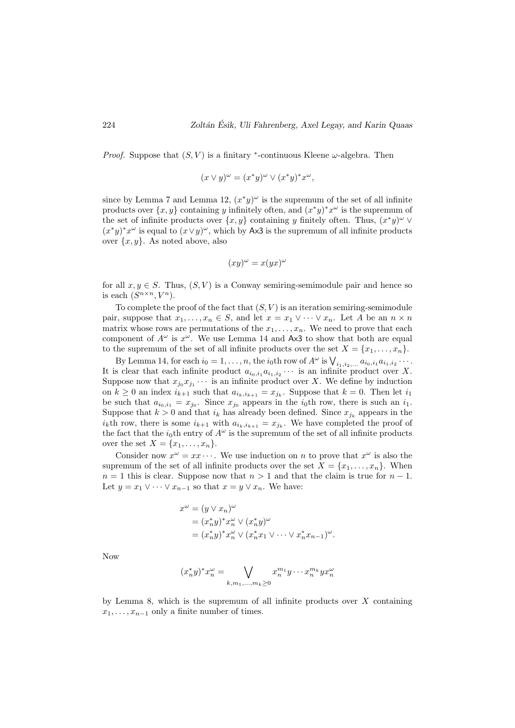*Proof.* Suppose that $(S, V)$ is a finitary $^*$-continuous Kleene $\omega$-algebra. Then

$$(x \vee y)^\omega = (x^* y)^\omega \vee (x^* y)^* x^\omega,$$

since by Lemma 7 and Lemma 12, $(x^*y)^\omega$ is the supremum of the set of all infinite products over $\{x, y\}$ containing $y$ infinitely often, and $(x^*y)^* x^\omega$ is the supremum of the set of infinite products over $\{x, y\}$ containing $y$ finitely often. Thus, $(x^*y)^\omega \vee (x^*y)^* x^\omega$ is equal to $(x \vee y)^\omega$, which by Ax3 is the supremum of all infinite products over $\{x, y\}$. As noted above, also

$$(xy)^\omega = x(yx)^\omega$$

for all $x, y \in S$. Thus, $(S, V)$ is a Conway semiring-semimodule pair and hence so is each $(S^{n \times n}, V^n)$.

To complete the proof of the fact that $(S, V)$ is an iteration semiring-semimodule pair, suppose that $x_1, \ldots, x_n \in S$, and let $x = x_1 \vee \cdots \vee x_n$. Let $A$ be an $n \times n$ matrix whose rows are permutations of the $x_1, \ldots, x_n$. We need to prove that each component of $A^\omega$ is $x^\omega$. We use Lemma 14 and Ax3 to show that both are equal to the supremum of the set of all infinite products over the set $X = \{x_1, \ldots, x_n\}$.

By Lemma 14, for each $i_0 = 1, \ldots, n$, the $i_0$th row of $A^\omega$ is $\bigvee_{i_1, i_2, \ldots} a_{i_0,i_1} a_{i_1,i_2} \cdots$. It is clear that each infinite product $a_{i_0,i_1} a_{i_1,i_2} \cdots$ is an infinite product over $X$. Suppose now that $x_{j_0} x_{j_1} \cdots$ is an infinite product over $X$. We define by induction on $k \geq 0$ an index $i_{k+1}$ such that $a_{i_k, i_{k+1}} = x_{j_k}$. Suppose that $k = 0$. Then let $i_1$ be such that $a_{i_0,i_1} = x_{j_0}$. Since $x_{j_0}$ appears in the $i_0$th row, there is such an $i_1$. Suppose that $k > 0$ and that $i_k$ has already been defined. Since $x_{j_k}$ appears in the $i_k$th row, there is some $i_{k+1}$ with $a_{i_k, i_{k+1}} = x_{j_k}$. We have completed the proof of the fact that the $i_0$th entry of $A^\omega$ is the supremum of the set of all infinite products over the set $X = \{x_1, \ldots, x_n\}$.

Consider now $x^\omega = xx \cdots$. We use induction on $n$ to prove that $x^\omega$ is also the supremum of the set of all infinite products over the set $X = \{x_1, \ldots, x_n\}$. When $n = 1$ this is clear. Suppose now that $n > 1$ and that the claim is true for $n - 1$. Let $y = x_1 \vee \cdots \vee x_{n-1}$ so that $x = y \vee x_n$. We have:

$$\begin{aligned}
x^\omega &= (y \vee x_n)^\omega \\
&= (x_n^* y)^* x_n^\omega \vee (x_n^* y)^\omega \\
&= (x_n^* y)^* x_n^\omega \vee (x_n^* x_1 \vee \cdots \vee x_n^* x_{n-1})^\omega.
\end{aligned}$$

Now

$$(x_n^* y)^* x_n^\omega = \bigvee_{k, m_1, \ldots, m_k \geq 0} x_n^{m_1} y \cdots x_n^{m_k} y x_n^\omega$$

by Lemma 8, which is the supremum of all infinite products over $X$ containing $x_1, \ldots, x_{n-1}$ only a finite number of times.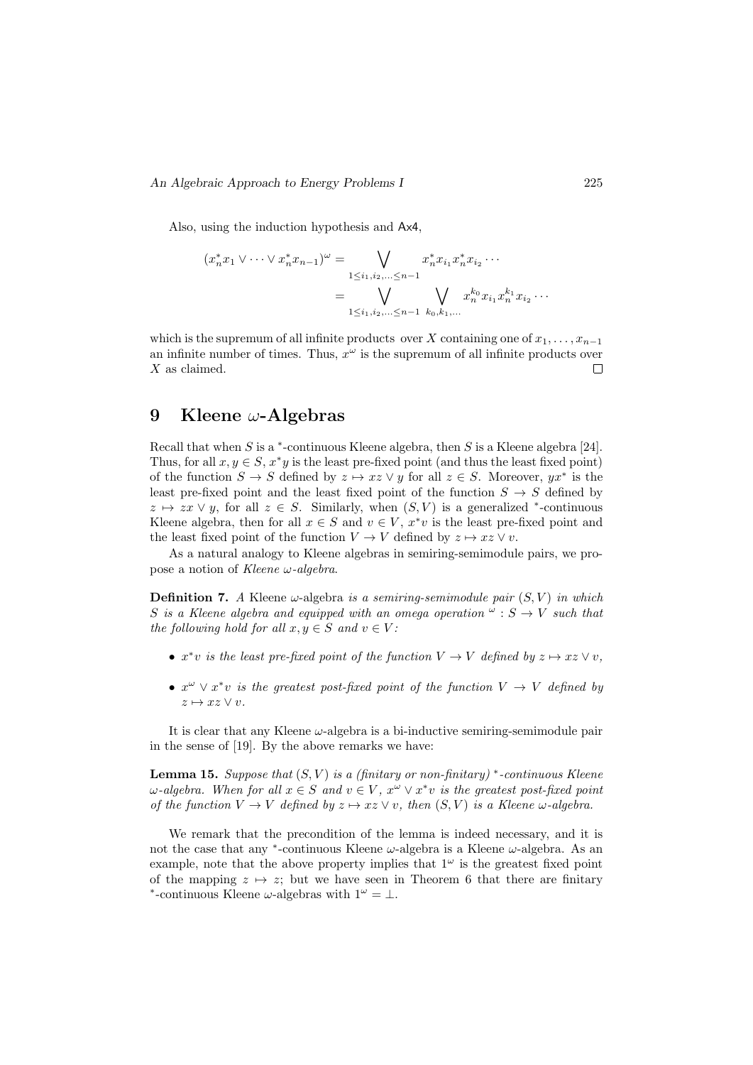Also, using the induction hypothesis and Ax4,

$$
\begin{aligned}
(x_n^* x_1 \vee \cdots \vee x_n^* x_{n-1})^\omega &= \bigvee_{1 \le i_1, i_2, \ldots \le n-1} x_n^* x_{i_1} x_n^* x_{i_2} \cdots \\
&= \bigvee_{1 \le i_1, i_2, \ldots \le n-1} \; \bigvee_{k_0, k_1, \ldots} x_n^{k_0} x_{i_1} x_n^{k_1} x_{i_2} \cdots
\end{aligned}
$$

which is the supremum of all infinite products over $X$ containing one of $x_1, \ldots, x_{n-1}$ an infinite number of times. Thus, $x^\omega$ is the supremum of all infinite products over $X$ as claimed. □

# 9 Kleene $\omega$-Algebras

Recall that when $S$ is a $^*$-continuous Kleene algebra, then $S$ is a Kleene algebra [24]. Thus, for all $x, y \in S$, $x^* y$ is the least pre-fixed point (and thus the least fixed point) of the function $S \to S$ defined by $z \mapsto xz \vee y$ for all $z \in S$. Moreover, $yx^*$ is the least pre-fixed point and the least fixed point of the function $S \to S$ defined by $z \mapsto zx \vee y$, for all $z \in S$. Similarly, when $(S, V)$ is a generalized $^*$-continuous Kleene algebra, then for all $x \in S$ and $v \in V$, $x^* v$ is the least pre-fixed point and the least fixed point of the function $V \to V$ defined by $z \mapsto xz \vee v$.

As a natural analogy to Kleene algebras in semiring-semimodule pairs, we propose a notion of *Kleene $\omega$-algebra*.

**Definition 7.** *A* Kleene $\omega$-algebra *is a semiring-semimodule pair $(S, V)$ in which $S$ is a Kleene algebra and equipped with an omega operation $^\omega : S \to V$ such that the following hold for all $x, y \in S$ and $v \in V$:*

- *$x^* v$ is the least pre-fixed point of the function $V \to V$ defined by $z \mapsto xz \vee v$,*
- *$x^\omega \vee x^* v$ is the greatest post-fixed point of the function $V \to V$ defined by $z \mapsto xz \vee v$.*

It is clear that any Kleene $\omega$-algebra is a bi-inductive semiring-semimodule pair in the sense of [19]. By the above remarks we have:

**Lemma 15.** *Suppose that $(S, V)$ is a (finitary or non-finitary) $^*$-continuous Kleene $\omega$-algebra. When for all $x \in S$ and $v \in V$, $x^\omega \vee x^* v$ is the greatest post-fixed point of the function $V \to V$ defined by $z \mapsto xz \vee v$, then $(S, V)$ is a Kleene $\omega$-algebra.*

We remark that the precondition of the lemma is indeed necessary, and it is not the case that any $^*$-continuous Kleene $\omega$-algebra is a Kleene $\omega$-algebra. As an example, note that the above property implies that $1^\omega$ is the greatest fixed point of the mapping $z \mapsto z$; but we have seen in Theorem 6 that there are finitary $^*$-continuous Kleene $\omega$-algebras with $1^\omega = \bot$.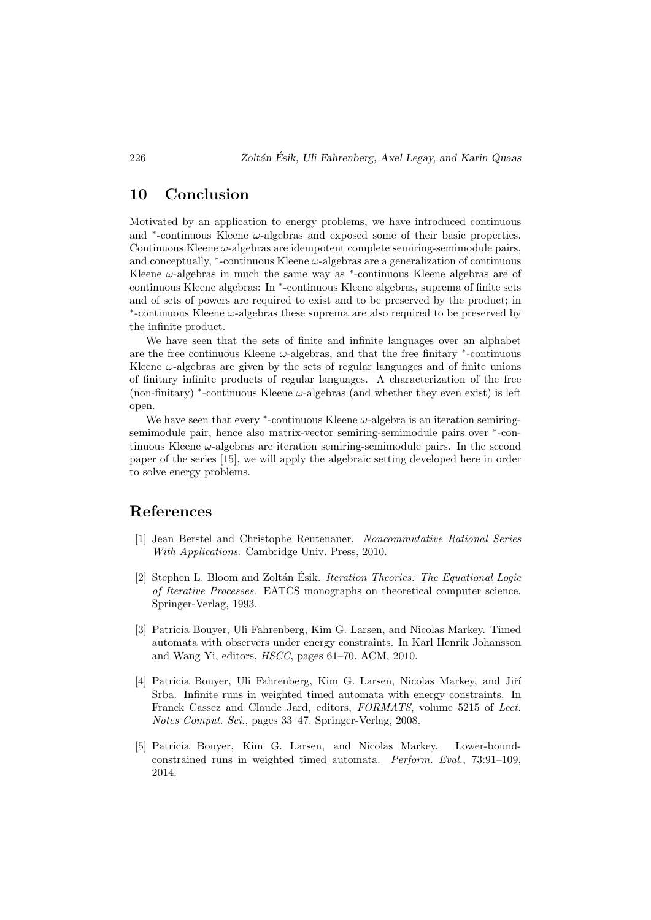## 10 Conclusion

Motivated by an application to energy problems, we have introduced continuous and $^*$-continuous Kleene $\omega$-algebras and exposed some of their basic properties. Continuous Kleene $\omega$-algebras are idempotent complete semiring-semimodule pairs, and conceptually, $^*$-continuous Kleene $\omega$-algebras are a generalization of continuous Kleene $\omega$-algebras in much the same way as $^*$-continuous Kleene algebras are of continuous Kleene algebras: In $^*$-continuous Kleene algebras, suprema of finite sets and of sets of powers are required to exist and to be preserved by the product; in $^*$-continuous Kleene $\omega$-algebras these suprema are also required to be preserved by the infinite product.

We have seen that the sets of finite and infinite languages over an alphabet are the free continuous Kleene $\omega$-algebras, and that the free finitary $^*$-continuous Kleene $\omega$-algebras are given by the sets of regular languages and of finite unions of finitary infinite products of regular languages. A characterization of the free (non-finitary) $^*$-continuous Kleene $\omega$-algebras (and whether they even exist) is left open.

We have seen that every $^*$-continuous Kleene $\omega$-algebra is an iteration semiring-semimodule pair, hence also matrix-vector semiring-semimodule pairs over $^*$-continuous Kleene $\omega$-algebras are iteration semiring-semimodule pairs. In the second paper of the series [15], we will apply the algebraic setting developed here in order to solve energy problems.

## References

[1] Jean Berstel and Christophe Reutenauer. *Noncommutative Rational Series With Applications*. Cambridge Univ. Press, 2010.

[2] Stephen L. Bloom and Zoltán Ésik. *Iteration Theories: The Equational Logic of Iterative Processes*. EATCS monographs on theoretical computer science. Springer-Verlag, 1993.

[3] Patricia Bouyer, Uli Fahrenberg, Kim G. Larsen, and Nicolas Markey. Timed automata with observers under energy constraints. In Karl Henrik Johansson and Wang Yi, editors, *HSCC*, pages 61–70. ACM, 2010.

[4] Patricia Bouyer, Uli Fahrenberg, Kim G. Larsen, Nicolas Markey, and Jiří Srba. Infinite runs in weighted timed automata with energy constraints. In Franck Cassez and Claude Jard, editors, *FORMATS*, volume 5215 of *Lect. Notes Comput. Sci.*, pages 33–47. Springer-Verlag, 2008.

[5] Patricia Bouyer, Kim G. Larsen, and Nicolas Markey. Lower-bound-constrained runs in weighted timed automata. *Perform. Eval.*, 73:91–109, 2014.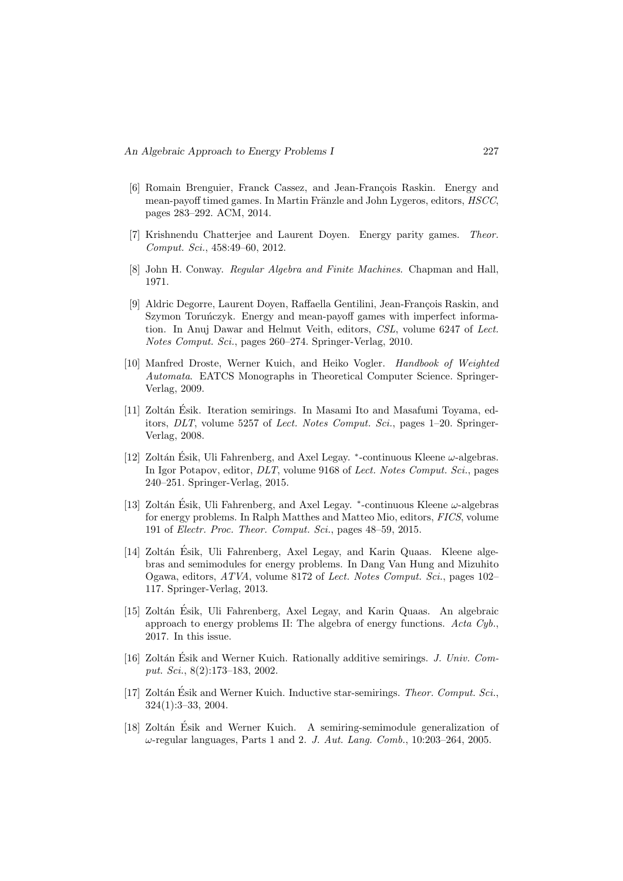[6] Romain Brenguier, Franck Cassez, and Jean-François Raskin. Energy and mean-payoff timed games. In Martin Fränzle and John Lygeros, editors, *HSCC*, pages 283–292. ACM, 2014.

[7] Krishnendu Chatterjee and Laurent Doyen. Energy parity games. *Theor. Comput. Sci.*, 458:49–60, 2012.

[8] John H. Conway. *Regular Algebra and Finite Machines*. Chapman and Hall, 1971.

[9] Aldric Degorre, Laurent Doyen, Raffaella Gentilini, Jean-François Raskin, and Szymon Toruńczyk. Energy and mean-payoff games with imperfect information. In Anuj Dawar and Helmut Veith, editors, *CSL*, volume 6247 of *Lect. Notes Comput. Sci.*, pages 260–274. Springer-Verlag, 2010.

[10] Manfred Droste, Werner Kuich, and Heiko Vogler. *Handbook of Weighted Automata*. EATCS Monographs in Theoretical Computer Science. Springer-Verlag, 2009.

[11] Zoltán Ésik. Iteration semirings. In Masami Ito and Masafumi Toyama, editors, *DLT*, volume 5257 of *Lect. Notes Comput. Sci.*, pages 1–20. Springer-Verlag, 2008.

[12] Zoltán Ésik, Uli Fahrenberg, and Axel Legay. $^*$-continuous Kleene $\omega$-algebras. In Igor Potapov, editor, *DLT*, volume 9168 of *Lect. Notes Comput. Sci.*, pages 240–251. Springer-Verlag, 2015.

[13] Zoltán Ésik, Uli Fahrenberg, and Axel Legay. $^*$-continuous Kleene $\omega$-algebras for energy problems. In Ralph Matthes and Matteo Mio, editors, *FICS*, volume 191 of *Electr. Proc. Theor. Comput. Sci.*, pages 48–59, 2015.

[14] Zoltán Ésik, Uli Fahrenberg, Axel Legay, and Karin Quaas. Kleene algebras and semimodules for energy problems. In Dang Van Hung and Mizuhito Ogawa, editors, *ATVA*, volume 8172 of *Lect. Notes Comput. Sci.*, pages 102–117. Springer-Verlag, 2013.

[15] Zoltán Ésik, Uli Fahrenberg, Axel Legay, and Karin Quaas. An algebraic approach to energy problems II: The algebra of energy functions. *Acta Cyb.*, 2017. In this issue.

[16] Zoltán Ésik and Werner Kuich. Rationally additive semirings. *J. Univ. Comput. Sci.*, 8(2):173–183, 2002.

[17] Zoltán Ésik and Werner Kuich. Inductive star-semirings. *Theor. Comput. Sci.*, 324(1):3–33, 2004.

[18] Zoltán Ésik and Werner Kuich. A semiring-semimodule generalization of $\omega$-regular languages, Parts 1 and 2. *J. Aut. Lang. Comb.*, 10:203–264, 2005.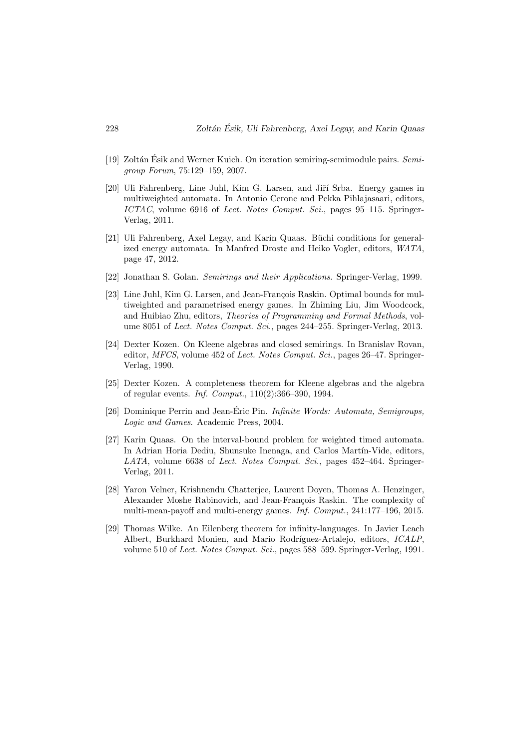[19] Zoltán Ésik and Werner Kuich. On iteration semiring-semimodule pairs. *Semigroup Forum*, 75:129–159, 2007.

[20] Uli Fahrenberg, Line Juhl, Kim G. Larsen, and Jiří Srba. Energy games in multiweighted automata. In Antonio Cerone and Pekka Pihlajasaari, editors, *ICTAC*, volume 6916 of *Lect. Notes Comput. Sci.*, pages 95–115. Springer-Verlag, 2011.

[21] Uli Fahrenberg, Axel Legay, and Karin Quaas. Büchi conditions for generalized energy automata. In Manfred Droste and Heiko Vogler, editors, *WATA*, page 47, 2012.

[22] Jonathan S. Golan. *Semirings and their Applications*. Springer-Verlag, 1999.

[23] Line Juhl, Kim G. Larsen, and Jean-François Raskin. Optimal bounds for multiweighted and parametrised energy games. In Zhiming Liu, Jim Woodcock, and Huibiao Zhu, editors, *Theories of Programming and Formal Methods*, volume 8051 of *Lect. Notes Comput. Sci.*, pages 244–255. Springer-Verlag, 2013.

[24] Dexter Kozen. On Kleene algebras and closed semirings. In Branislav Rovan, editor, *MFCS*, volume 452 of *Lect. Notes Comput. Sci.*, pages 26–47. Springer-Verlag, 1990.

[25] Dexter Kozen. A completeness theorem for Kleene algebras and the algebra of regular events. *Inf. Comput.*, 110(2):366–390, 1994.

[26] Dominique Perrin and Jean-Éric Pin. *Infinite Words: Automata, Semigroups, Logic and Games*. Academic Press, 2004.

[27] Karin Quaas. On the interval-bound problem for weighted timed automata. In Adrian Horia Dediu, Shunsuke Inenaga, and Carlos Martín-Vide, editors, *LATA*, volume 6638 of *Lect. Notes Comput. Sci.*, pages 452–464. Springer-Verlag, 2011.

[28] Yaron Velner, Krishnendu Chatterjee, Laurent Doyen, Thomas A. Henzinger, Alexander Moshe Rabinovich, and Jean-François Raskin. The complexity of multi-mean-payoff and multi-energy games. *Inf. Comput.*, 241:177–196, 2015.

[29] Thomas Wilke. An Eilenberg theorem for infinity-languages. In Javier Leach Albert, Burkhard Monien, and Mario Rodríguez-Artalejo, editors, *ICALP*, volume 510 of *Lect. Notes Comput. Sci.*, pages 588–599. Springer-Verlag, 1991.